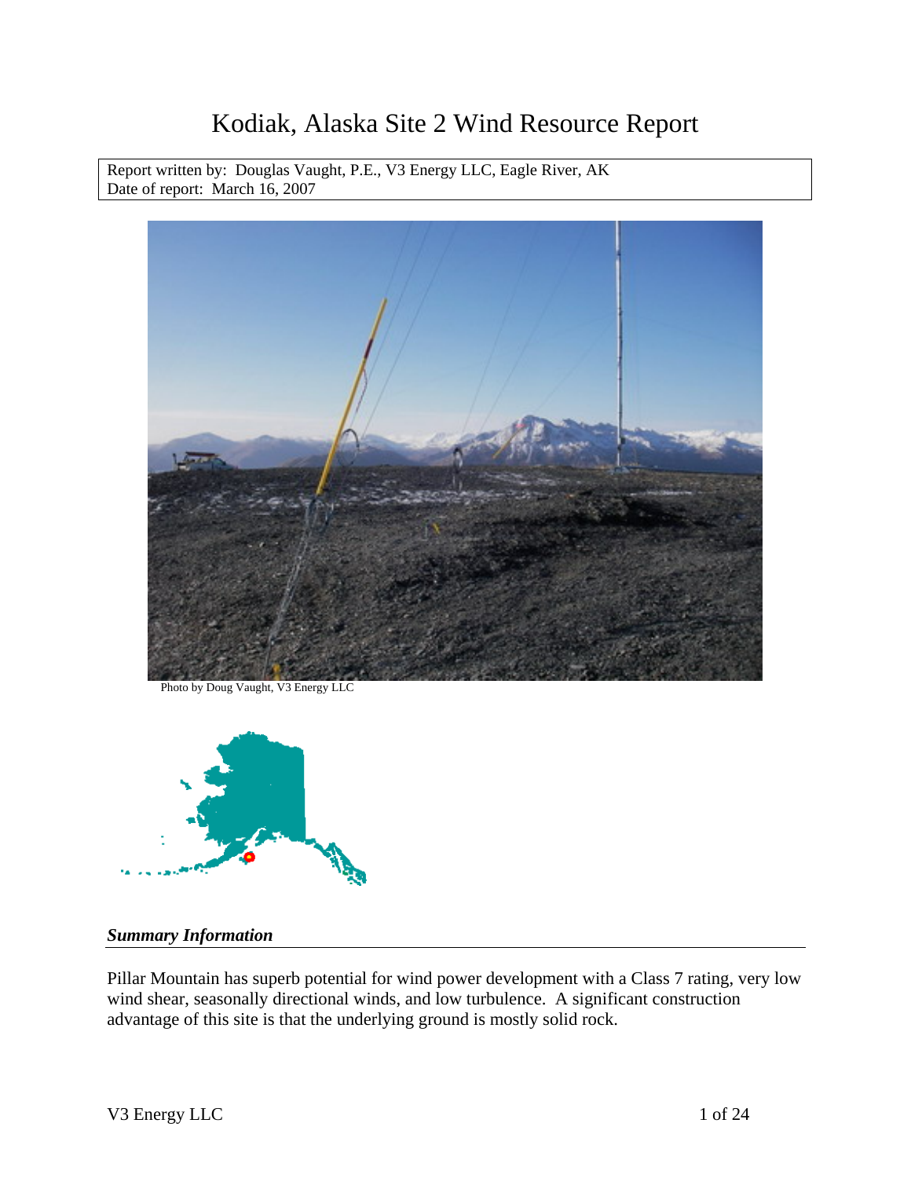# Kodiak, Alaska Site 2 Wind Resource Report

Report written by: Douglas Vaught, P.E., V3 Energy LLC, Eagle River, AK
Date of report: March 16, 2007

Photo by Doug Vaught, V3 Energy LLC

### *Summary Information*

Pillar Mountain has superb potential for wind power development with a Class 7 rating, very low wind shear, seasonally directional winds, and low turbulence. A significant construction advantage of this site is that the underlying ground is mostly solid rock.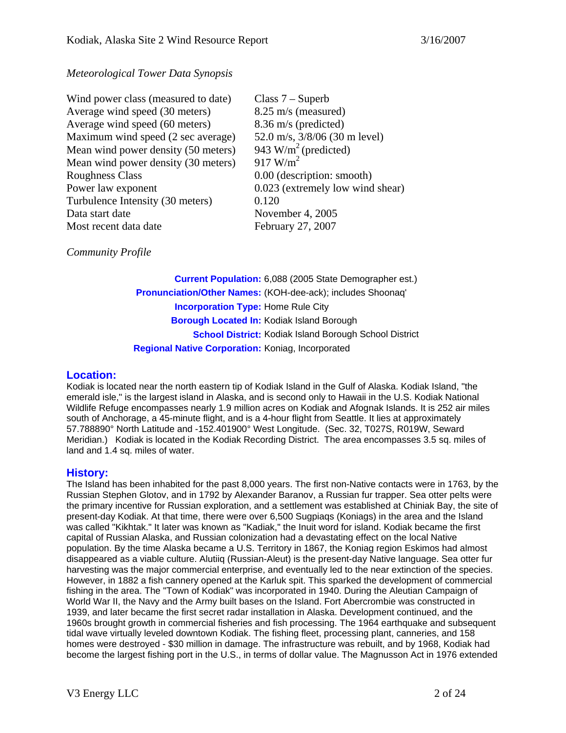*Meteorological Tower Data Synopsis*

| | |
|---|---|
| Wind power class (measured to date) | Class 7 – Superb |
| Average wind speed (30 meters) | 8.25 m/s (measured) |
| Average wind speed (60 meters) | 8.36 m/s (predicted) |
| Maximum wind speed (2 sec average) | 52.0 m/s, 3/8/06 (30 m level) |
| Mean wind power density (50 meters) | 943 W/m$^2$ (predicted) |
| Mean wind power density (30 meters) | 917 W/m$^2$ |
| Roughness Class | 0.00 (description: smooth) |
| Power law exponent | 0.023 (extremely low wind shear) |
| Turbulence Intensity (30 meters) | 0.120 |
| Data start date | November 4, 2005 |
| Most recent data date | February 27, 2007 |

*Community Profile*

| | |
|---|---|
| **Current Population:** | 6,088 (2005 State Demographer est.) |
| **Pronunciation/Other Names:** | (KOH-dee-ack); includes Shoonaq' |
| **Incorporation Type:** | Home Rule City |
| **Borough Located In:** | Kodiak Island Borough |
| **School District:** | Kodiak Island Borough School District |
| **Regional Native Corporation:** | Koniag, Incorporated |

## Location:

Kodiak is located near the north eastern tip of Kodiak Island in the Gulf of Alaska. Kodiak Island, "the emerald isle," is the largest island in Alaska, and is second only to Hawaii in the U.S. Kodiak National Wildlife Refuge encompasses nearly 1.9 million acres on Kodiak and Afognak Islands. It is 252 air miles south of Anchorage, a 45-minute flight, and is a 4-hour flight from Seattle. It lies at approximately 57.788890° North Latitude and -152.401900° West Longitude. (Sec. 32, T027S, R019W, Seward Meridian.) Kodiak is located in the Kodiak Recording District. The area encompasses 3.5 sq. miles of land and 1.4 sq. miles of water.

## History:

The Island has been inhabited for the past 8,000 years. The first non-Native contacts were in 1763, by the Russian Stephen Glotov, and in 1792 by Alexander Baranov, a Russian fur trapper. Sea otter pelts were the primary incentive for Russian exploration, and a settlement was established at Chiniak Bay, the site of present-day Kodiak. At that time, there were over 6,500 Sugpiaqs (Koniags) in the area and the Island was called "Kikhtak." It later was known as "Kadiak," the Inuit word for island. Kodiak became the first capital of Russian Alaska, and Russian colonization had a devastating effect on the local Native population. By the time Alaska became a U.S. Territory in 1867, the Koniag region Eskimos had almost disappeared as a viable culture. Alutiiq (Russian-Aleut) is the present-day Native language. Sea otter fur harvesting was the major commercial enterprise, and eventually led to the near extinction of the species. However, in 1882 a fish cannery opened at the Karluk spit. This sparked the development of commercial fishing in the area. The "Town of Kodiak" was incorporated in 1940. During the Aleutian Campaign of World War II, the Navy and the Army built bases on the Island. Fort Abercrombie was constructed in 1939, and later became the first secret radar installation in Alaska. Development continued, and the 1960s brought growth in commercial fisheries and fish processing. The 1964 earthquake and subsequent tidal wave virtually leveled downtown Kodiak. The fishing fleet, processing plant, canneries, and 158 homes were destroyed - $30 million in damage. The infrastructure was rebuilt, and by 1968, Kodiak had become the largest fishing port in the U.S., in terms of dollar value. The Magnusson Act in 1976 extended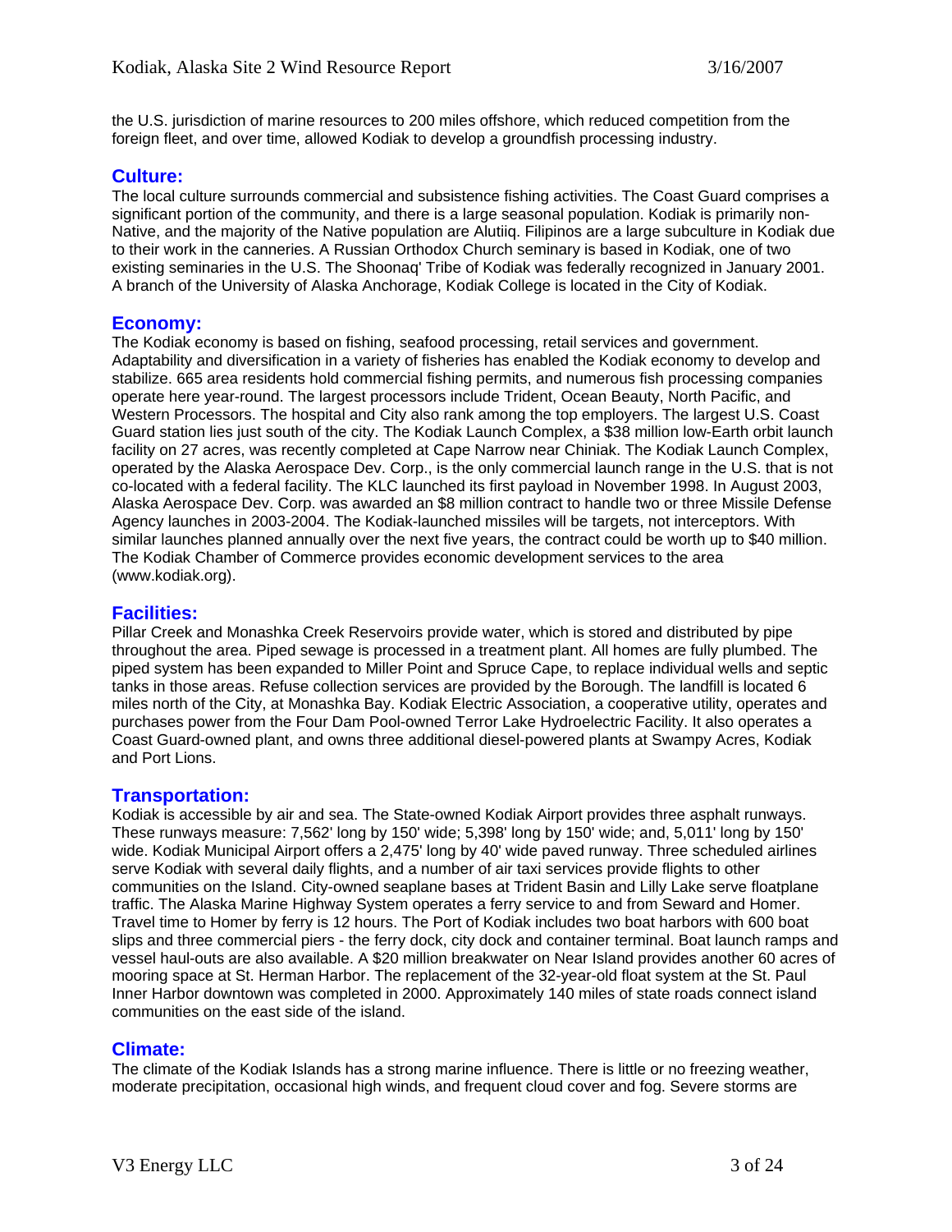the U.S. jurisdiction of marine resources to 200 miles offshore, which reduced competition from the foreign fleet, and over time, allowed Kodiak to develop a groundfish processing industry.

## Culture:

The local culture surrounds commercial and subsistence fishing activities. The Coast Guard comprises a significant portion of the community, and there is a large seasonal population. Kodiak is primarily non-Native, and the majority of the Native population are Alutiiq. Filipinos are a large subculture in Kodiak due to their work in the canneries. A Russian Orthodox Church seminary is based in Kodiak, one of two existing seminaries in the U.S. The Shoonaq' Tribe of Kodiak was federally recognized in January 2001. A branch of the University of Alaska Anchorage, Kodiak College is located in the City of Kodiak.

## Economy:

The Kodiak economy is based on fishing, seafood processing, retail services and government. Adaptability and diversification in a variety of fisheries has enabled the Kodiak economy to develop and stabilize. 665 area residents hold commercial fishing permits, and numerous fish processing companies operate here year-round. The largest processors include Trident, Ocean Beauty, North Pacific, and Western Processors. The hospital and City also rank among the top employers. The largest U.S. Coast Guard station lies just south of the city. The Kodiak Launch Complex, a $38 million low-Earth orbit launch facility on 27 acres, was recently completed at Cape Narrow near Chiniak. The Kodiak Launch Complex, operated by the Alaska Aerospace Dev. Corp., is the only commercial launch range in the U.S. that is not co-located with a federal facility. The KLC launched its first payload in November 1998. In August 2003, Alaska Aerospace Dev. Corp. was awarded an $8 million contract to handle two or three Missile Defense Agency launches in 2003-2004. The Kodiak-launched missiles will be targets, not interceptors. With similar launches planned annually over the next five years, the contract could be worth up to $40 million. The Kodiak Chamber of Commerce provides economic development services to the area (www.kodiak.org).

## Facilities:

Pillar Creek and Monashka Creek Reservoirs provide water, which is stored and distributed by pipe throughout the area. Piped sewage is processed in a treatment plant. All homes are fully plumbed. The piped system has been expanded to Miller Point and Spruce Cape, to replace individual wells and septic tanks in those areas. Refuse collection services are provided by the Borough. The landfill is located 6 miles north of the City, at Monashka Bay. Kodiak Electric Association, a cooperative utility, operates and purchases power from the Four Dam Pool-owned Terror Lake Hydroelectric Facility. It also operates a Coast Guard-owned plant, and owns three additional diesel-powered plants at Swampy Acres, Kodiak and Port Lions.

## Transportation:

Kodiak is accessible by air and sea. The State-owned Kodiak Airport provides three asphalt runways. These runways measure: 7,562' long by 150' wide; 5,398' long by 150' wide; and, 5,011' long by 150' wide. Kodiak Municipal Airport offers a 2,475' long by 40' wide paved runway. Three scheduled airlines serve Kodiak with several daily flights, and a number of air taxi services provide flights to other communities on the Island. City-owned seaplane bases at Trident Basin and Lilly Lake serve floatplane traffic. The Alaska Marine Highway System operates a ferry service to and from Seward and Homer. Travel time to Homer by ferry is 12 hours. The Port of Kodiak includes two boat harbors with 600 boat slips and three commercial piers - the ferry dock, city dock and container terminal. Boat launch ramps and vessel haul-outs are also available. A $20 million breakwater on Near Island provides another 60 acres of mooring space at St. Herman Harbor. The replacement of the 32-year-old float system at the St. Paul Inner Harbor downtown was completed in 2000. Approximately 140 miles of state roads connect island communities on the east side of the island.

## Climate:

The climate of the Kodiak Islands has a strong marine influence. There is little or no freezing weather, moderate precipitation, occasional high winds, and frequent cloud cover and fog. Severe storms are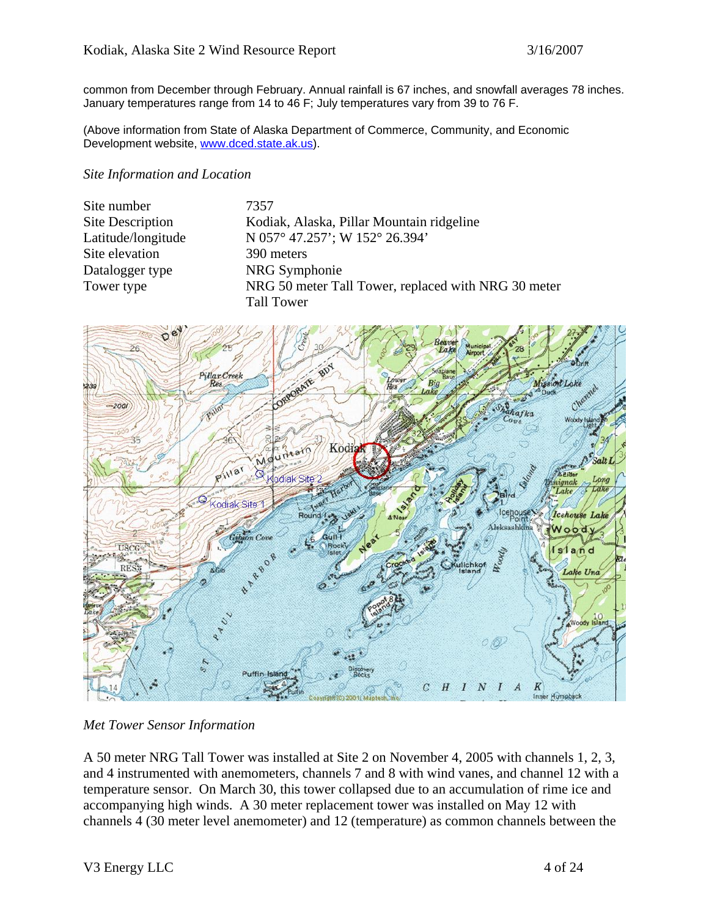common from December through February. Annual rainfall is 67 inches, and snowfall averages 78 inches. January temperatures range from 14 to 46 F; July temperatures vary from 39 to 76 F.

(Above information from State of Alaska Department of Commerce, Community, and Economic Development website, www.dced.state.ak.us).

*Site Information and Location*

| | |
|---|---|
| Site number | 7357 |
| Site Description | Kodiak, Alaska, Pillar Mountain ridgeline |
| Latitude/longitude | N 057° 47.257'; W 152° 26.394' |
| Site elevation | 390 meters |
| Datalogger type | NRG Symphonie |
| Tower type | NRG 50 meter Tall Tower, replaced with NRG 30 meter Tall Tower |

*Met Tower Sensor Information*

A 50 meter NRG Tall Tower was installed at Site 2 on November 4, 2005 with channels 1, 2, 3, and 4 instrumented with anemometers, channels 7 and 8 with wind vanes, and channel 12 with a temperature sensor. On March 30, this tower collapsed due to an accumulation of rime ice and accompanying high winds. A 30 meter replacement tower was installed on May 12 with channels 4 (30 meter level anemometer) and 12 (temperature) as common channels between the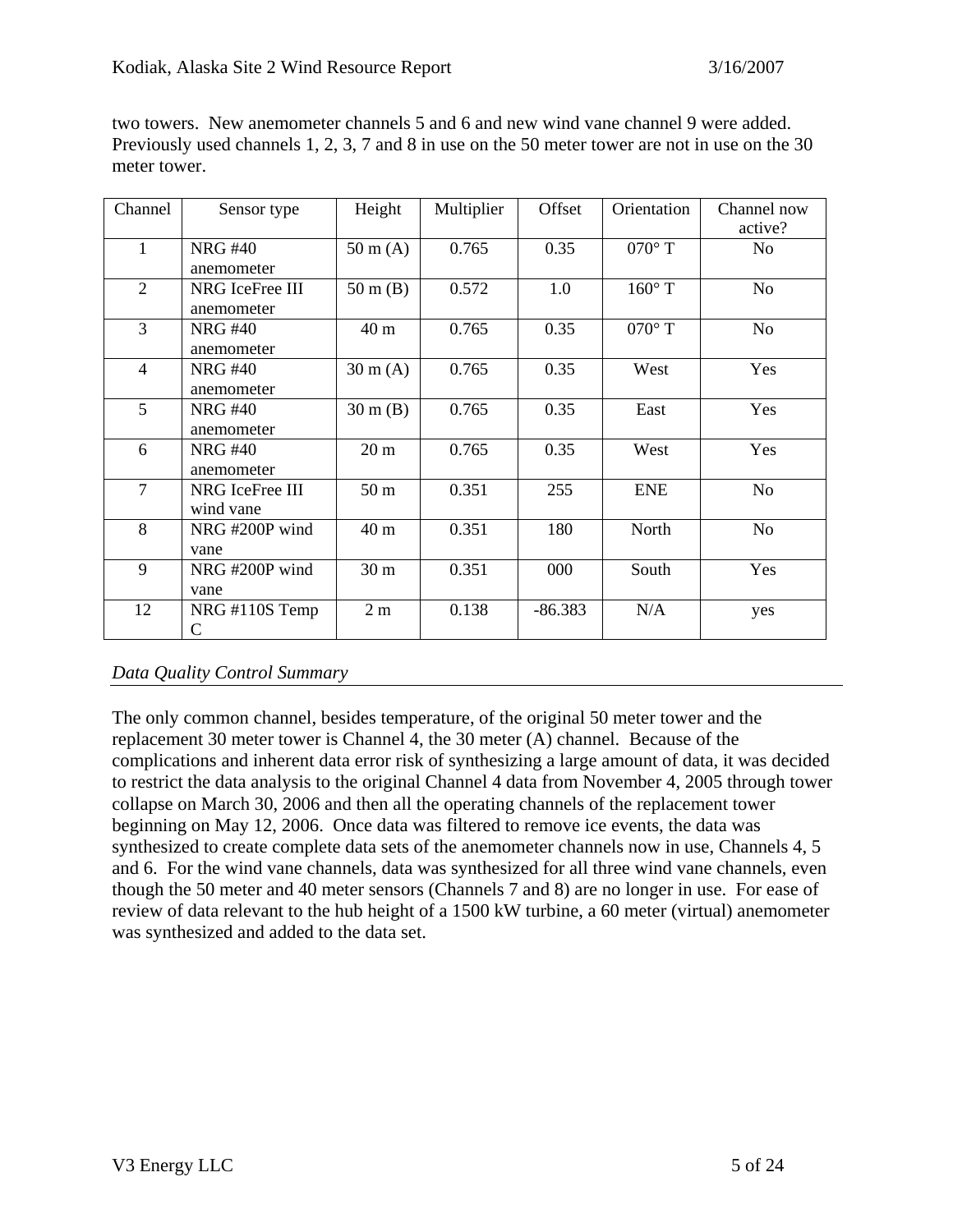two towers. New anemometer channels 5 and 6 and new wind vane channel 9 were added. Previously used channels 1, 2, 3, 7 and 8 in use on the 50 meter tower are not in use on the 30 meter tower.

| Channel | Sensor type | Height | Multiplier | Offset | Orientation | Channel now active? |
|---|---|---|---|---|---|---|
| 1 | NRG #40 anemometer | 50 m (A) | 0.765 | 0.35 | 070° T | No |
| 2 | NRG IceFree III anemometer | 50 m (B) | 0.572 | 1.0 | 160° T | No |
| 3 | NRG #40 anemometer | 40 m | 0.765 | 0.35 | 070° T | No |
| 4 | NRG #40 anemometer | 30 m (A) | 0.765 | 0.35 | West | Yes |
| 5 | NRG #40 anemometer | 30 m (B) | 0.765 | 0.35 | East | Yes |
| 6 | NRG #40 anemometer | 20 m | 0.765 | 0.35 | West | Yes |
| 7 | NRG IceFree III wind vane | 50 m | 0.351 | 255 | ENE | No |
| 8 | NRG #200P wind vane | 40 m | 0.351 | 180 | North | No |
| 9 | NRG #200P wind vane | 30 m | 0.351 | 000 | South | Yes |
| 12 | NRG #110S Temp C | 2 m | 0.138 | -86.383 | N/A | yes |

## *Data Quality Control Summary*

The only common channel, besides temperature, of the original 50 meter tower and the replacement 30 meter tower is Channel 4, the 30 meter (A) channel. Because of the complications and inherent data error risk of synthesizing a large amount of data, it was decided to restrict the data analysis to the original Channel 4 data from November 4, 2005 through tower collapse on March 30, 2006 and then all the operating channels of the replacement tower beginning on May 12, 2006. Once data was filtered to remove ice events, the data was synthesized to create complete data sets of the anemometer channels now in use, Channels 4, 5 and 6. For the wind vane channels, data was synthesized for all three wind vane channels, even though the 50 meter and 40 meter sensors (Channels 7 and 8) are no longer in use. For ease of review of data relevant to the hub height of a 1500 kW turbine, a 60 meter (virtual) anemometer was synthesized and added to the data set.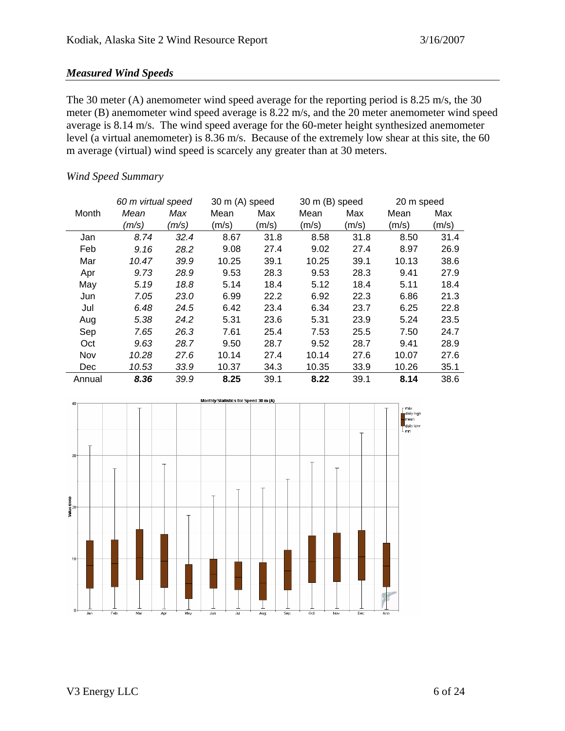## *Measured Wind Speeds*

The 30 meter (A) anemometer wind speed average for the reporting period is 8.25 m/s, the 30 meter (B) anemometer wind speed average is 8.22 m/s, and the 20 meter anemometer wind speed average is 8.14 m/s. The wind speed average for the 60-meter height synthesized anemometer level (a virtual anemometer) is 8.36 m/s. Because of the extremely low shear at this site, the 60 m average (virtual) wind speed is scarcely any greater than at 30 meters.

*Wind Speed Summary*

| | *60 m virtual speed* | | 30 m (A) speed | | 30 m (B) speed | | 20 m speed | |
|---|---|---|---|---|---|---|---|---|
| Month | *Mean (m/s)* | *Max (m/s)* | Mean (m/s) | Max (m/s) | Mean (m/s) | Max (m/s) | Mean (m/s) | Max (m/s) |
| Jan | *8.74* | *32.4* | 8.67 | 31.8 | 8.58 | 31.8 | 8.50 | 31.4 |
| Feb | *9.16* | *28.2* | 9.08 | 27.4 | 9.02 | 27.4 | 8.97 | 26.9 |
| Mar | *10.47* | *39.9* | 10.25 | 39.1 | 10.25 | 39.1 | 10.13 | 38.6 |
| Apr | *9.73* | *28.9* | 9.53 | 28.3 | 9.53 | 28.3 | 9.41 | 27.9 |
| May | *5.19* | *18.8* | 5.14 | 18.4 | 5.12 | 18.4 | 5.11 | 18.4 |
| Jun | *7.05* | *23.0* | 6.99 | 22.2 | 6.92 | 22.3 | 6.86 | 21.3 |
| Jul | *6.48* | *24.5* | 6.42 | 23.4 | 6.34 | 23.7 | 6.25 | 22.8 |
| Aug | *5.38* | *24.2* | 5.31 | 23.6 | 5.31 | 23.9 | 5.24 | 23.5 |
| Sep | *7.65* | *26.3* | 7.61 | 25.4 | 7.53 | 25.5 | 7.50 | 24.7 |
| Oct | *9.63* | *28.7* | 9.50 | 28.7 | 9.52 | 28.7 | 9.41 | 28.9 |
| Nov | *10.28* | *27.6* | 10.14 | 27.4 | 10.14 | 27.6 | 10.07 | 27.6 |
| Dec | *10.53* | *33.9* | 10.37 | 34.3 | 10.35 | 33.9 | 10.26 | 35.1 |
| Annual | ***8.36*** | *39.9* | **8.25** | 39.1 | **8.22** | 39.1 | **8.14** | 38.6 |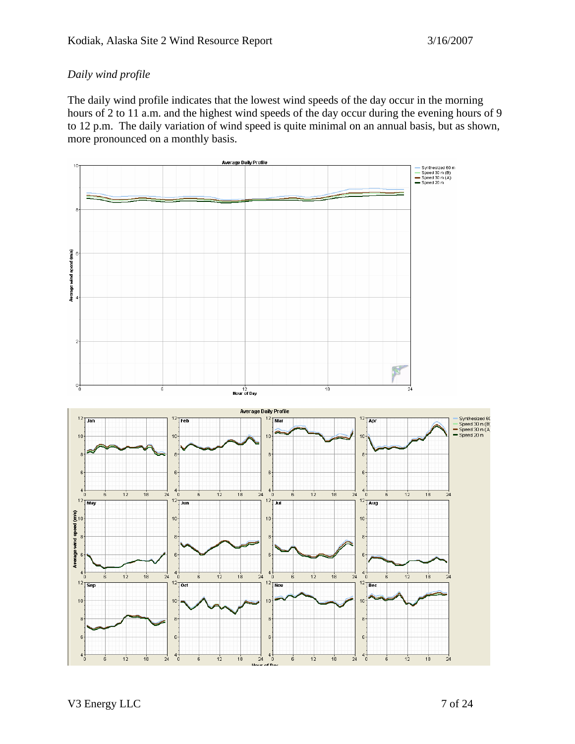*Daily wind profile*

The daily wind profile indicates that the lowest wind speeds of the day occur in the morning hours of 2 to 11 a.m. and the highest wind speeds of the day occur during the evening hours of 9 to 12 p.m. The daily variation of wind speed is quite minimal on an annual basis, but as shown, more pronounced on a monthly basis.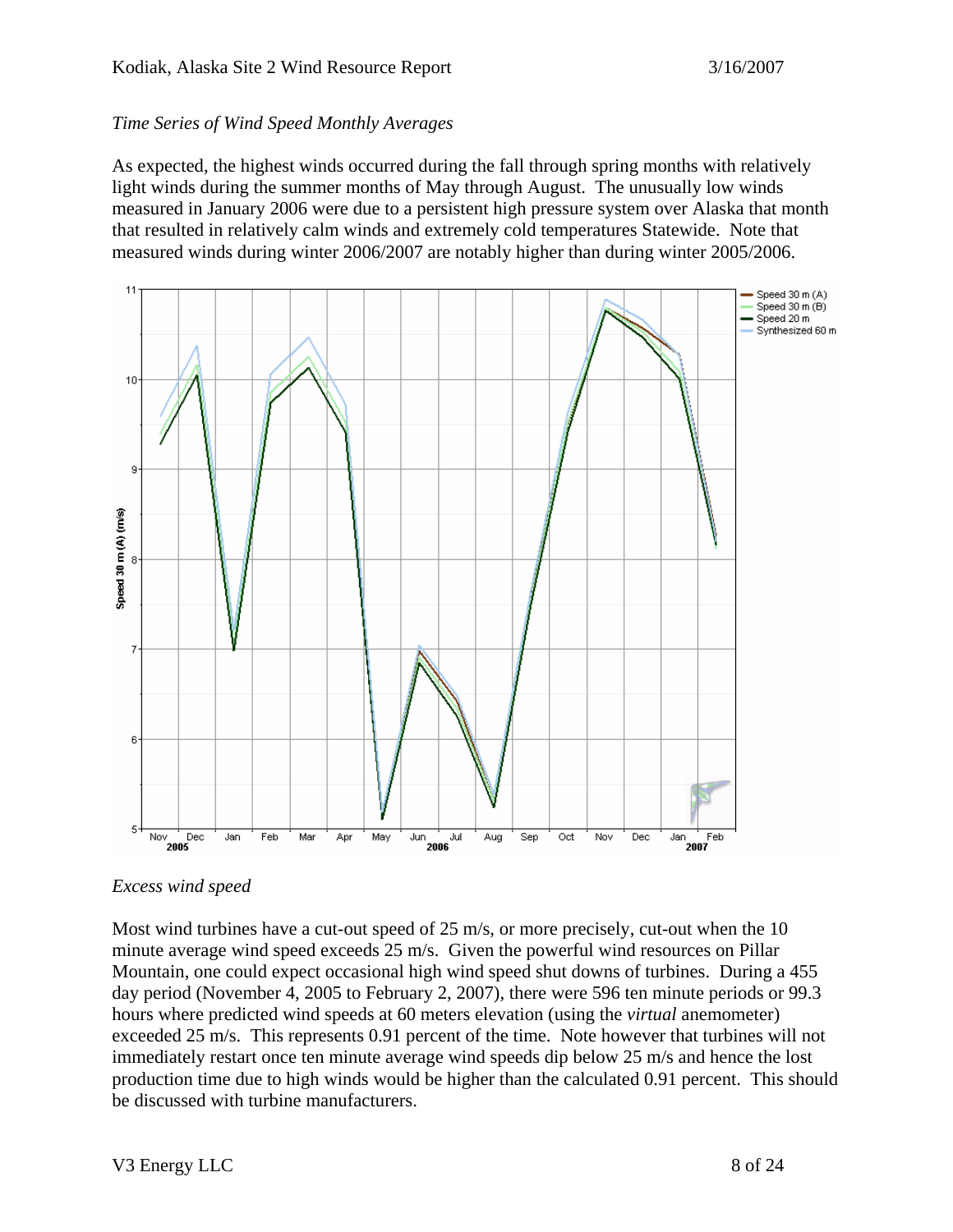*Time Series of Wind Speed Monthly Averages*

As expected, the highest winds occurred during the fall through spring months with relatively light winds during the summer months of May through August. The unusually low winds measured in January 2006 were due to a persistent high pressure system over Alaska that month that resulted in relatively calm winds and extremely cold temperatures Statewide. Note that measured winds during winter 2006/2007 are notably higher than during winter 2005/2006.

*Excess wind speed*

Most wind turbines have a cut-out speed of 25 m/s, or more precisely, cut-out when the 10 minute average wind speed exceeds 25 m/s. Given the powerful wind resources on Pillar Mountain, one could expect occasional high wind speed shut downs of turbines. During a 455 day period (November 4, 2005 to February 2, 2007), there were 596 ten minute periods or 99.3 hours where predicted wind speeds at 60 meters elevation (using the *virtual* anemometer) exceeded 25 m/s. This represents 0.91 percent of the time. Note however that turbines will not immediately restart once ten minute average wind speeds dip below 25 m/s and hence the lost production time due to high winds would be higher than the calculated 0.91 percent. This should be discussed with turbine manufacturers.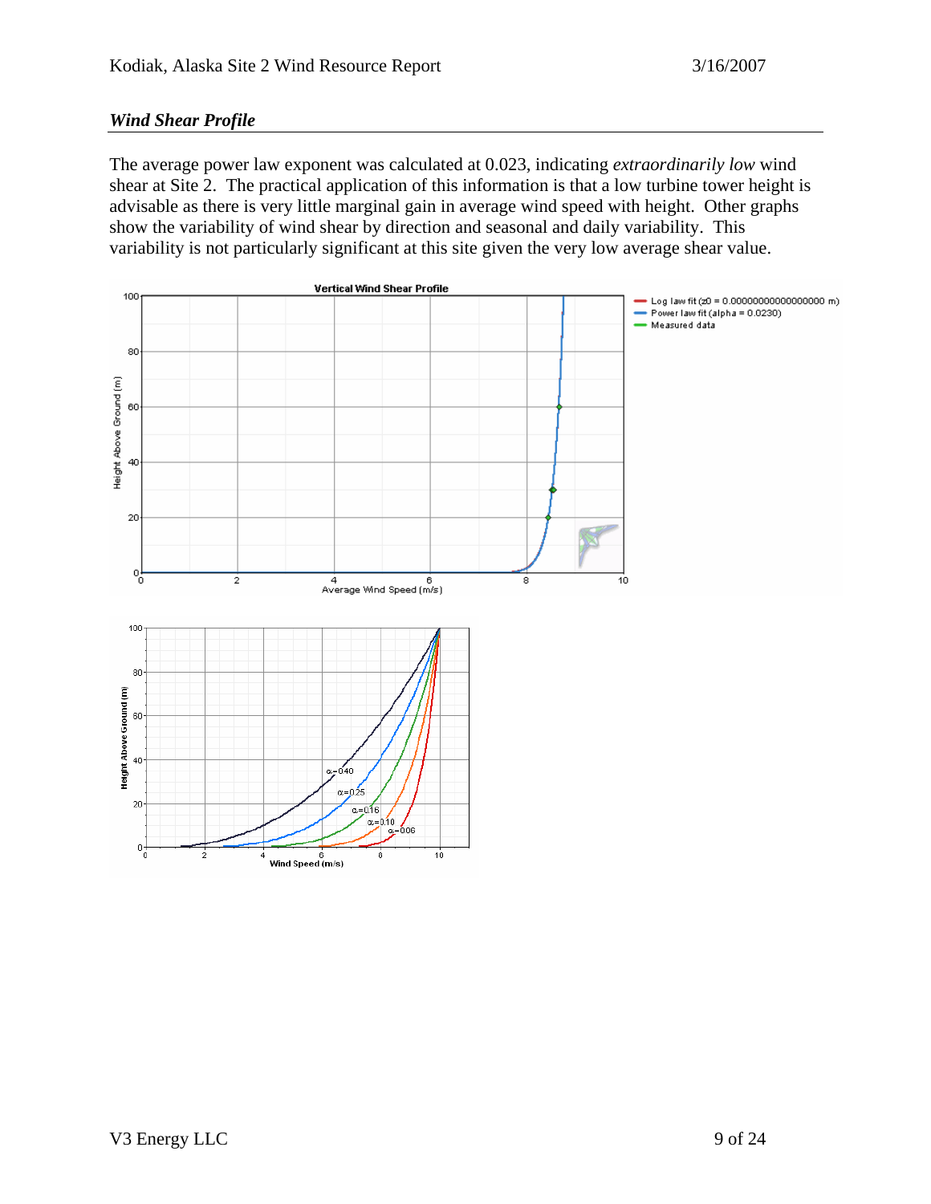### *Wind Shear Profile*

The average power law exponent was calculated at 0.023, indicating *extraordinarily low* wind shear at Site 2. The practical application of this information is that a low turbine tower height is advisable as there is very little marginal gain in average wind speed with height. Other graphs show the variability of wind shear by direction and seasonal and daily variability. This variability is not particularly significant at this site given the very low average shear value.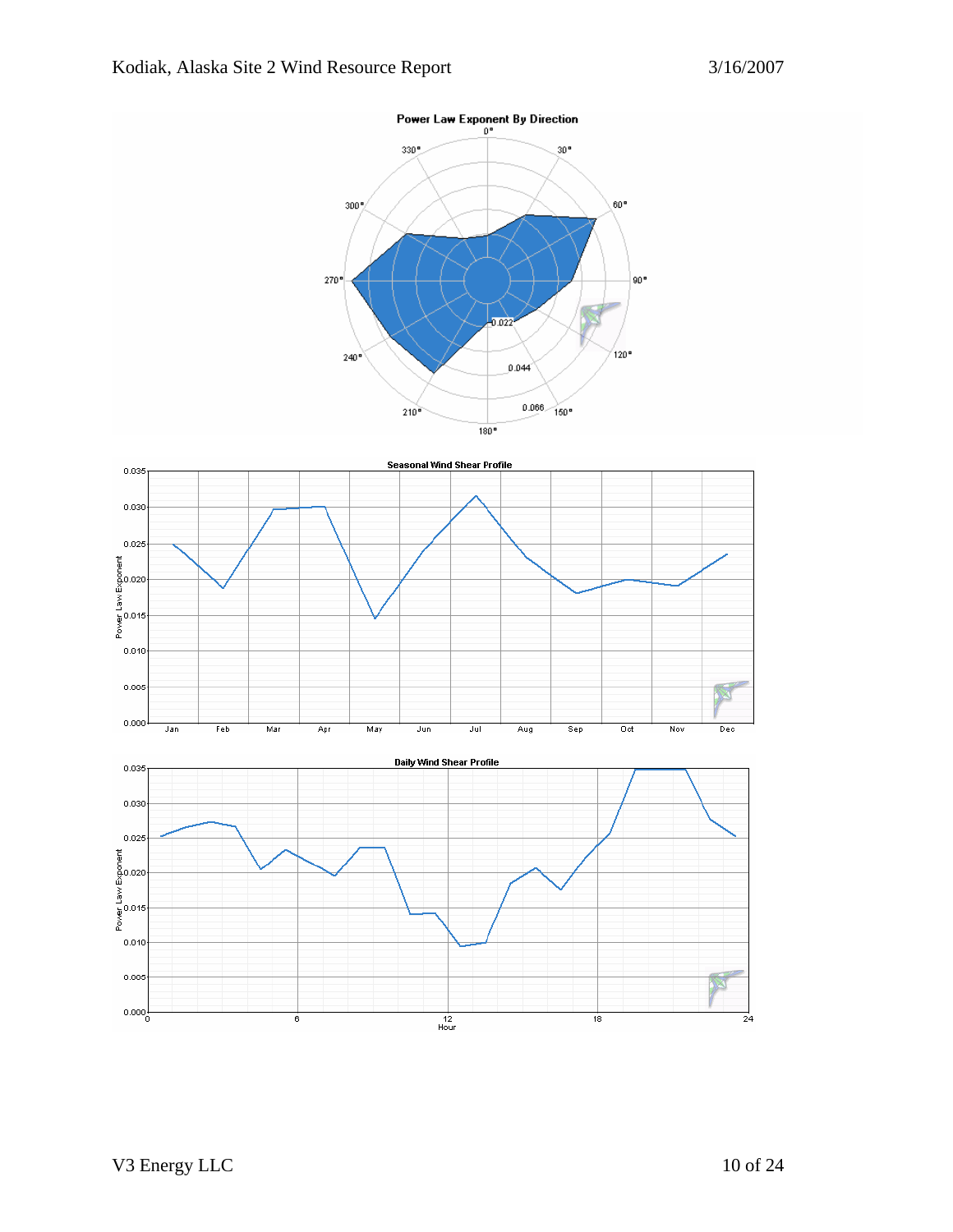**Power Law Exponent By Direction**

**Seasonal Wind Shear Profile**

**Daily Wind Shear Profile**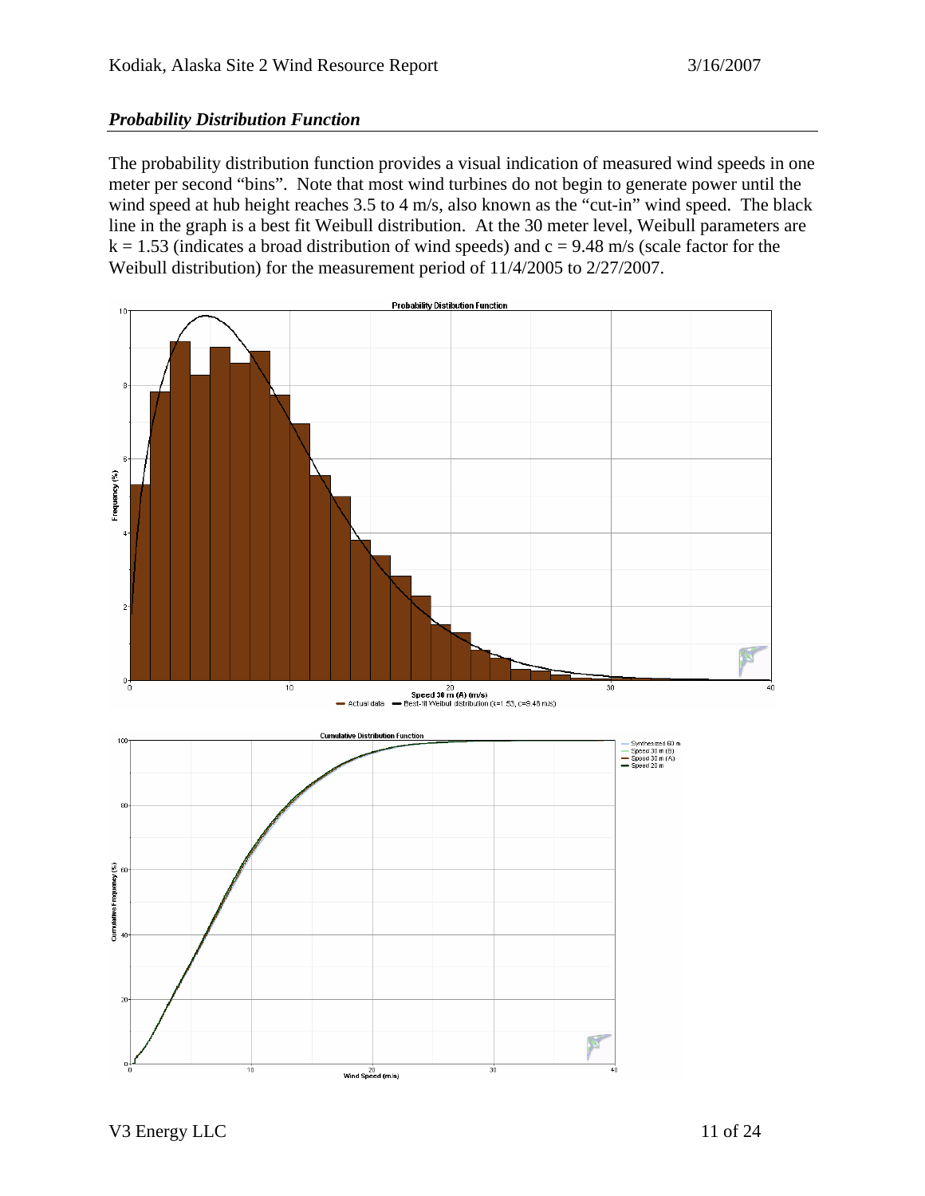## *Probability Distribution Function*

The probability distribution function provides a visual indication of measured wind speeds in one meter per second "bins". Note that most wind turbines do not begin to generate power until the wind speed at hub height reaches 3.5 to 4 m/s, also known as the "cut-in" wind speed. The black line in the graph is a best fit Weibull distribution. At the 30 meter level, Weibull parameters are $k = 1.53$ (indicates a broad distribution of wind speeds) and $c = 9.48$ m/s (scale factor for the Weibull distribution) for the measurement period of 11/4/2005 to 2/27/2007.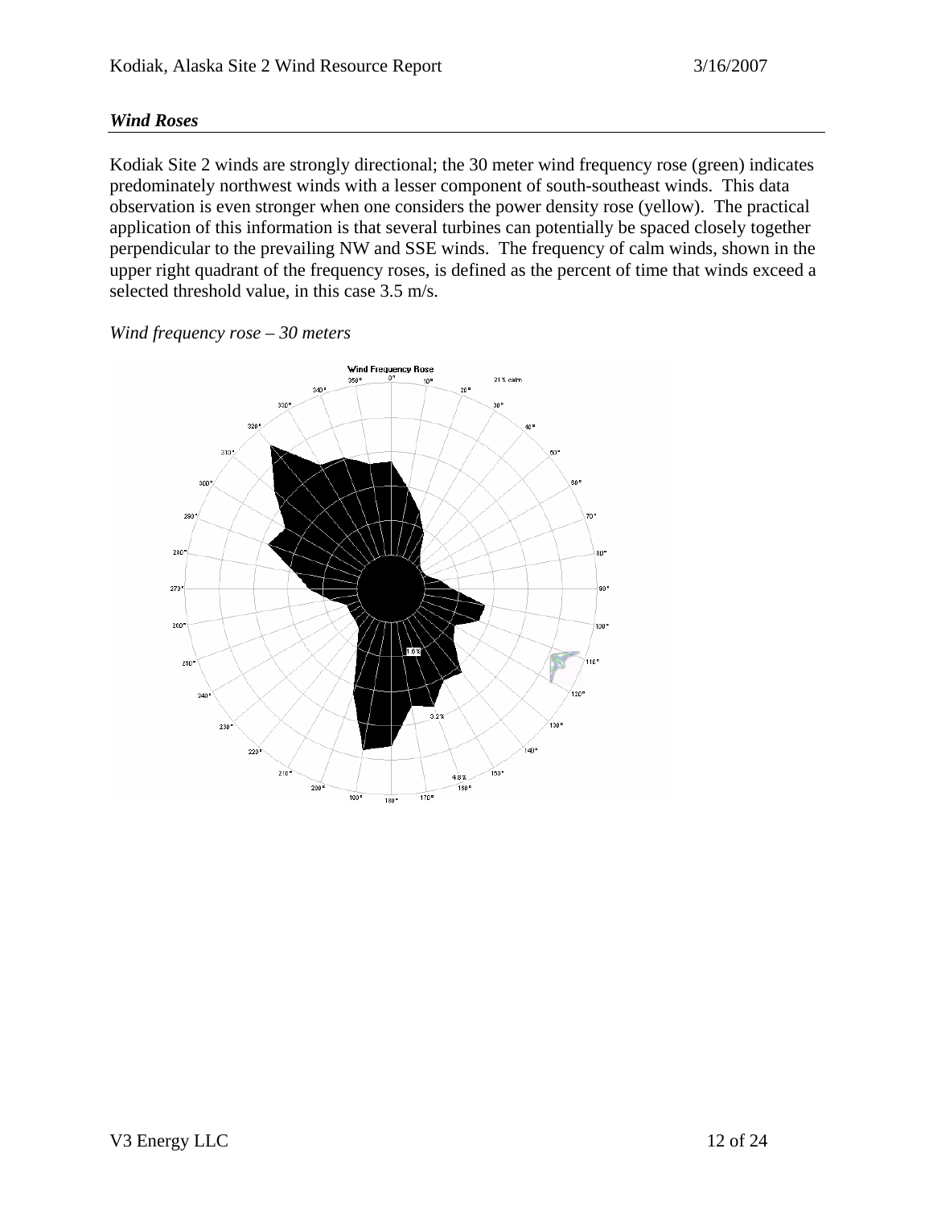## *Wind Roses*

Kodiak Site 2 winds are strongly directional; the 30 meter wind frequency rose (green) indicates predominately northwest winds with a lesser component of south-southeast winds. This data observation is even stronger when one considers the power density rose (yellow). The practical application of this information is that several turbines can potentially be spaced closely together perpendicular to the prevailing NW and SSE winds. The frequency of calm winds, shown in the upper right quadrant of the frequency roses, is defined as the percent of time that winds exceed a selected threshold value, in this case 3.5 m/s.

*Wind frequency rose – 30 meters*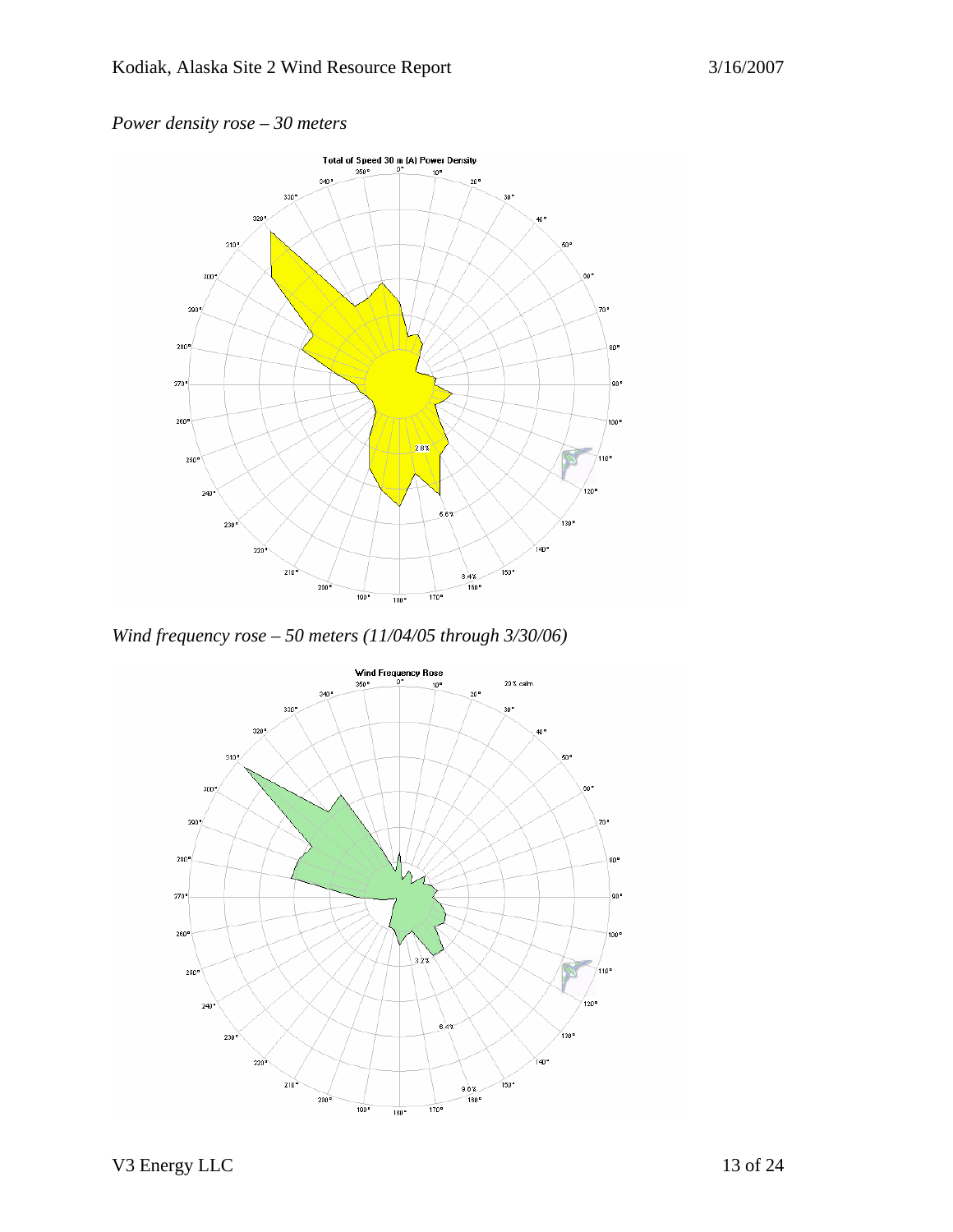*Power density rose – 30 meters*

*Wind frequency rose – 50 meters (11/04/05 through 3/30/06)*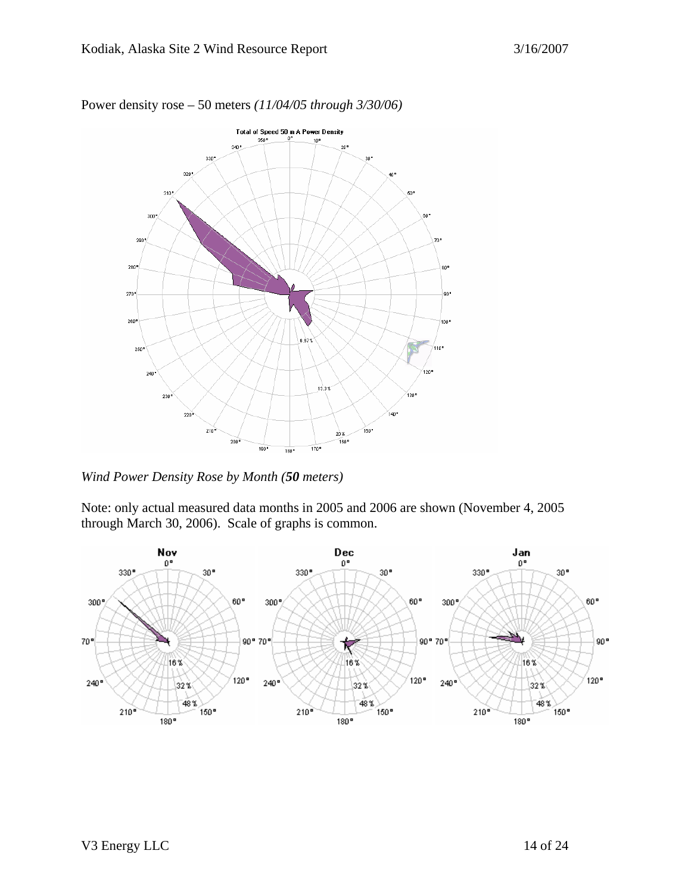Power density rose – 50 meters *(11/04/05 through 3/30/06)*

*Wind Power Density Rose by Month (**50** meters)*

Note: only actual measured data months in 2005 and 2006 are shown (November 4, 2005 through March 30, 2006). Scale of graphs is common.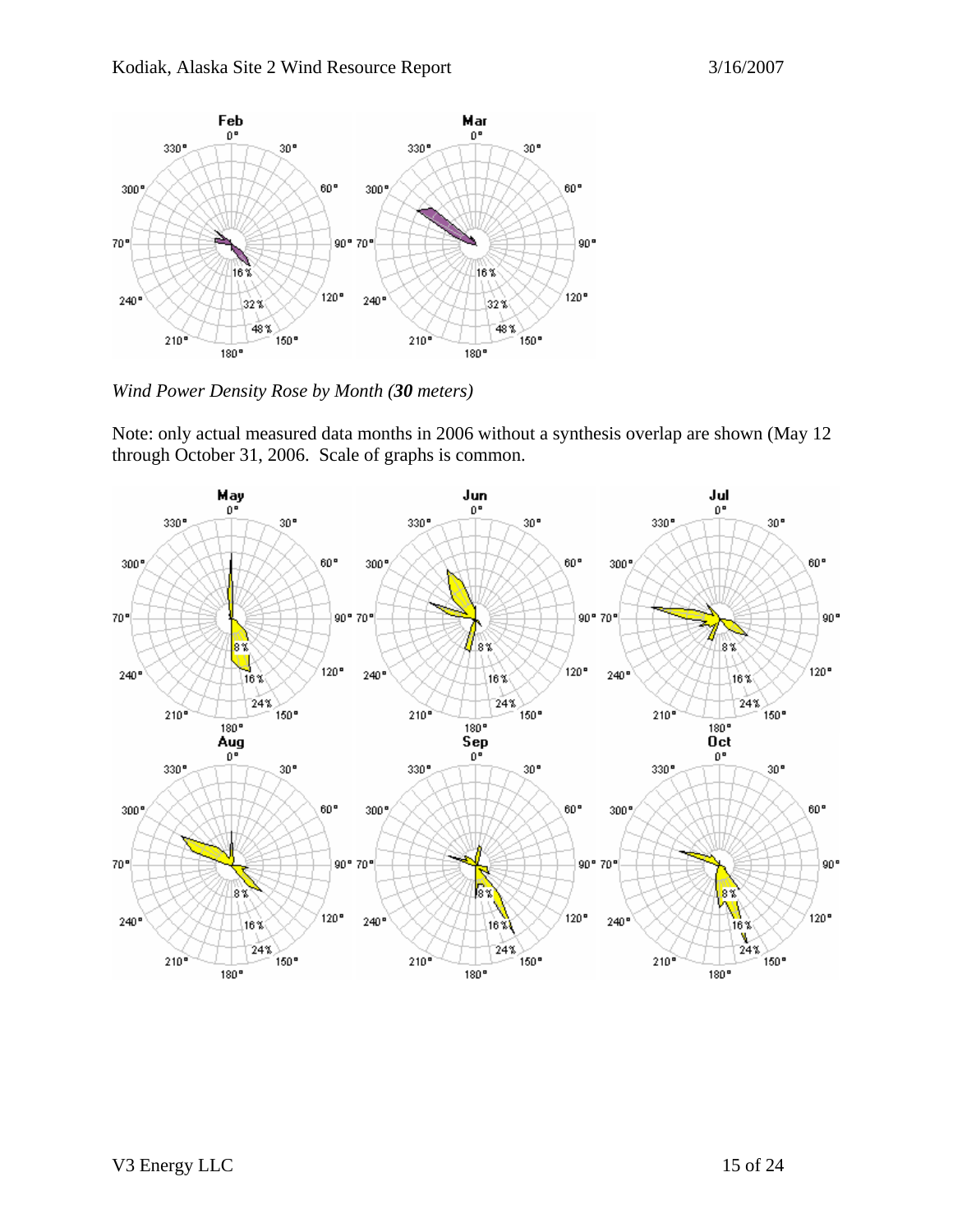*Wind Power Density Rose by Month (**30** meters)*

Note: only actual measured data months in 2006 without a synthesis overlap are shown (May 12 through October 31, 2006. Scale of graphs is common.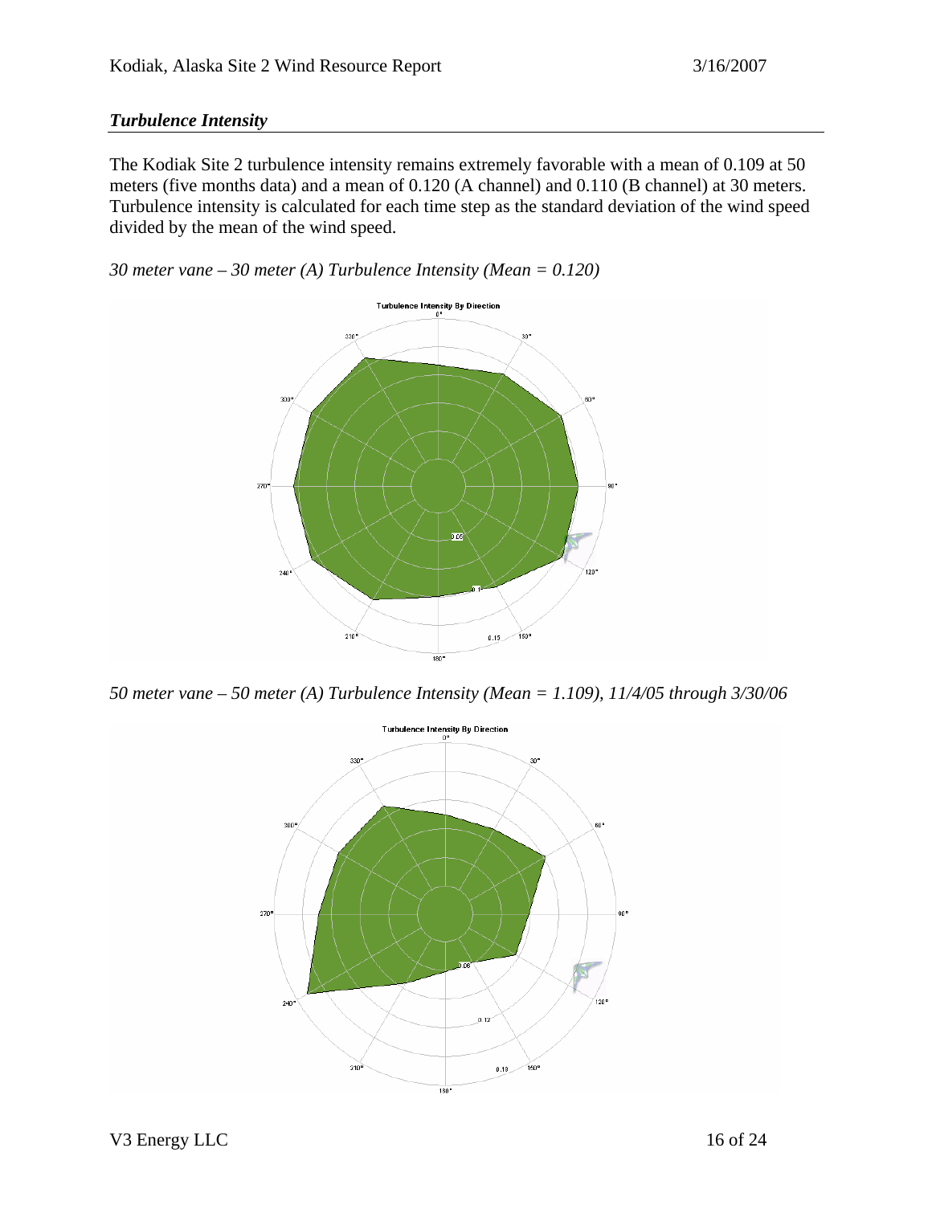### *Turbulence Intensity*

The Kodiak Site 2 turbulence intensity remains extremely favorable with a mean of 0.109 at 50 meters (five months data) and a mean of 0.120 (A channel) and 0.110 (B channel) at 30 meters. Turbulence intensity is calculated for each time step as the standard deviation of the wind speed divided by the mean of the wind speed.

*30 meter vane – 30 meter (A) Turbulence Intensity (Mean = 0.120)*

*50 meter vane – 50 meter (A) Turbulence Intensity (Mean = 1.109), 11/4/05 through 3/30/06*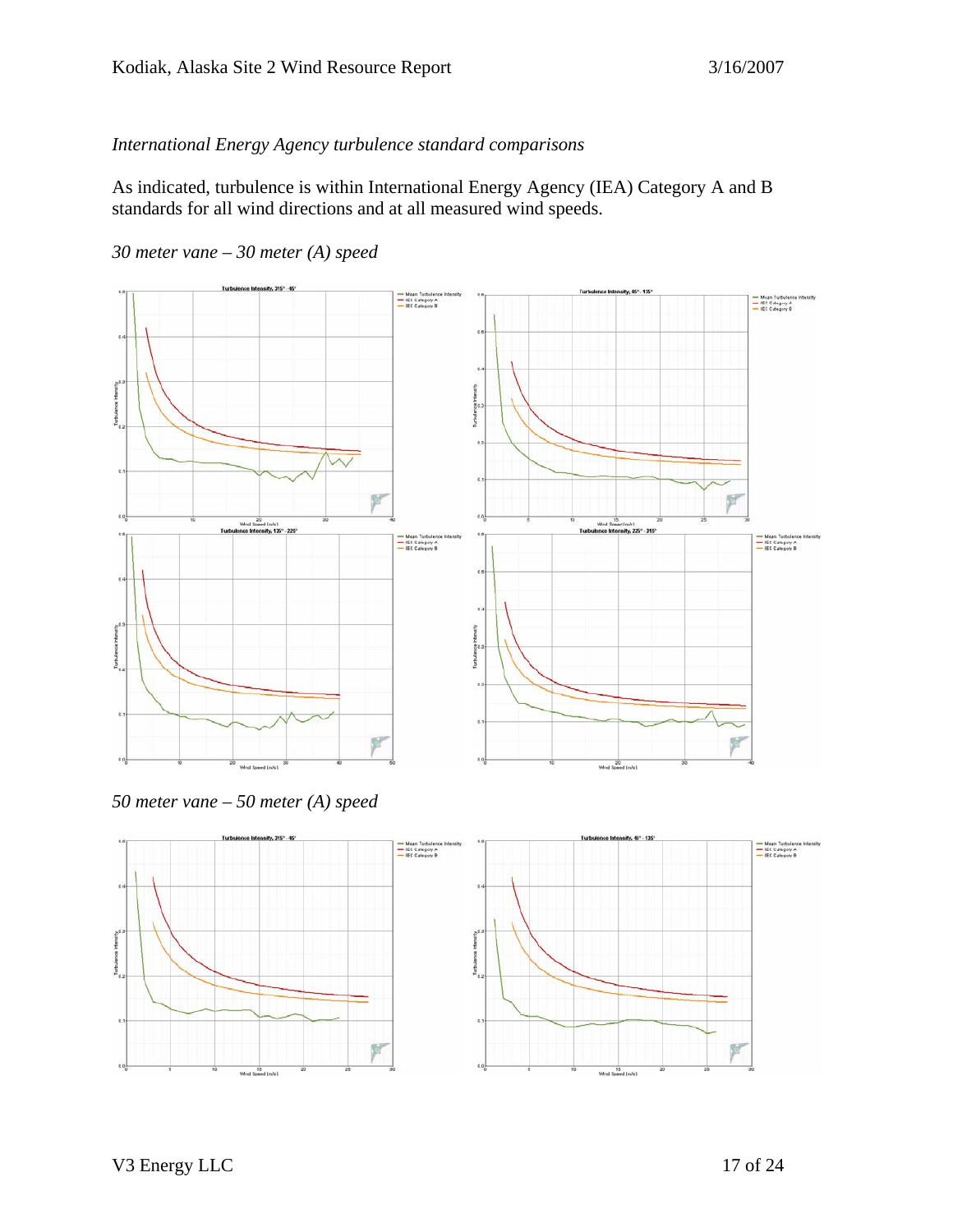*International Energy Agency turbulence standard comparisons*

As indicated, turbulence is within International Energy Agency (IEA) Category A and B standards for all wind directions and at all measured wind speeds.

*30 meter vane – 30 meter (A) speed*

*50 meter vane – 50 meter (A) speed*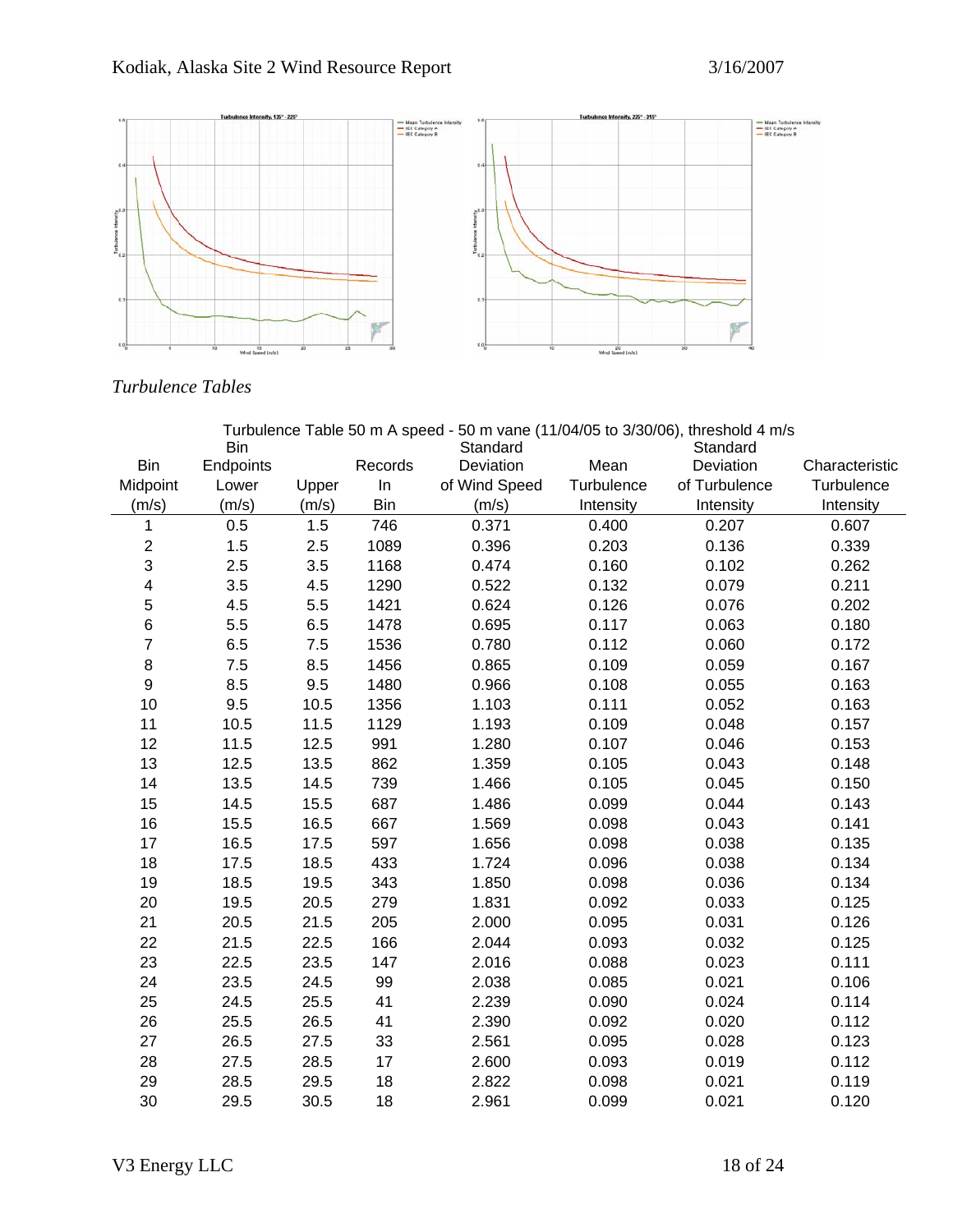*Turbulence Tables*

Turbulence Table 50 m A speed - 50 m vane (11/04/05 to 3/30/06), threshold 4 m/s

| Bin Midpoint (m/s) | Bin Endpoints Lower (m/s) | Upper (m/s) | Records In Bin | Standard Deviation of Wind Speed (m/s) | Mean Turbulence Intensity | Standard Deviation of Turbulence Intensity | Characteristic Turbulence Intensity |
|---|---|---|---|---|---|---|---|
| 1 | 0.5 | 1.5 | 746 | 0.371 | 0.400 | 0.207 | 0.607 |
| 2 | 1.5 | 2.5 | 1089 | 0.396 | 0.203 | 0.136 | 0.339 |
| 3 | 2.5 | 3.5 | 1168 | 0.474 | 0.160 | 0.102 | 0.262 |
| 4 | 3.5 | 4.5 | 1290 | 0.522 | 0.132 | 0.079 | 0.211 |
| 5 | 4.5 | 5.5 | 1421 | 0.624 | 0.126 | 0.076 | 0.202 |
| 6 | 5.5 | 6.5 | 1478 | 0.695 | 0.117 | 0.063 | 0.180 |
| 7 | 6.5 | 7.5 | 1536 | 0.780 | 0.112 | 0.060 | 0.172 |
| 8 | 7.5 | 8.5 | 1456 | 0.865 | 0.109 | 0.059 | 0.167 |
| 9 | 8.5 | 9.5 | 1480 | 0.966 | 0.108 | 0.055 | 0.163 |
| 10 | 9.5 | 10.5 | 1356 | 1.103 | 0.111 | 0.052 | 0.163 |
| 11 | 10.5 | 11.5 | 1129 | 1.193 | 0.109 | 0.048 | 0.157 |
| 12 | 11.5 | 12.5 | 991 | 1.280 | 0.107 | 0.046 | 0.153 |
| 13 | 12.5 | 13.5 | 862 | 1.359 | 0.105 | 0.043 | 0.148 |
| 14 | 13.5 | 14.5 | 739 | 1.466 | 0.105 | 0.045 | 0.150 |
| 15 | 14.5 | 15.5 | 687 | 1.486 | 0.099 | 0.044 | 0.143 |
| 16 | 15.5 | 16.5 | 667 | 1.569 | 0.098 | 0.043 | 0.141 |
| 17 | 16.5 | 17.5 | 597 | 1.656 | 0.098 | 0.038 | 0.135 |
| 18 | 17.5 | 18.5 | 433 | 1.724 | 0.096 | 0.038 | 0.134 |
| 19 | 18.5 | 19.5 | 343 | 1.850 | 0.098 | 0.036 | 0.134 |
| 20 | 19.5 | 20.5 | 279 | 1.831 | 0.092 | 0.033 | 0.125 |
| 21 | 20.5 | 21.5 | 205 | 2.000 | 0.095 | 0.031 | 0.126 |
| 22 | 21.5 | 22.5 | 166 | 2.044 | 0.093 | 0.032 | 0.125 |
| 23 | 22.5 | 23.5 | 147 | 2.016 | 0.088 | 0.023 | 0.111 |
| 24 | 23.5 | 24.5 | 99 | 2.038 | 0.085 | 0.021 | 0.106 |
| 25 | 24.5 | 25.5 | 41 | 2.239 | 0.090 | 0.024 | 0.114 |
| 26 | 25.5 | 26.5 | 41 | 2.390 | 0.092 | 0.020 | 0.112 |
| 27 | 26.5 | 27.5 | 33 | 2.561 | 0.095 | 0.028 | 0.123 |
| 28 | 27.5 | 28.5 | 17 | 2.600 | 0.093 | 0.019 | 0.112 |
| 29 | 28.5 | 29.5 | 18 | 2.822 | 0.098 | 0.021 | 0.119 |
| 30 | 29.5 | 30.5 | 18 | 2.961 | 0.099 | 0.021 | 0.120 |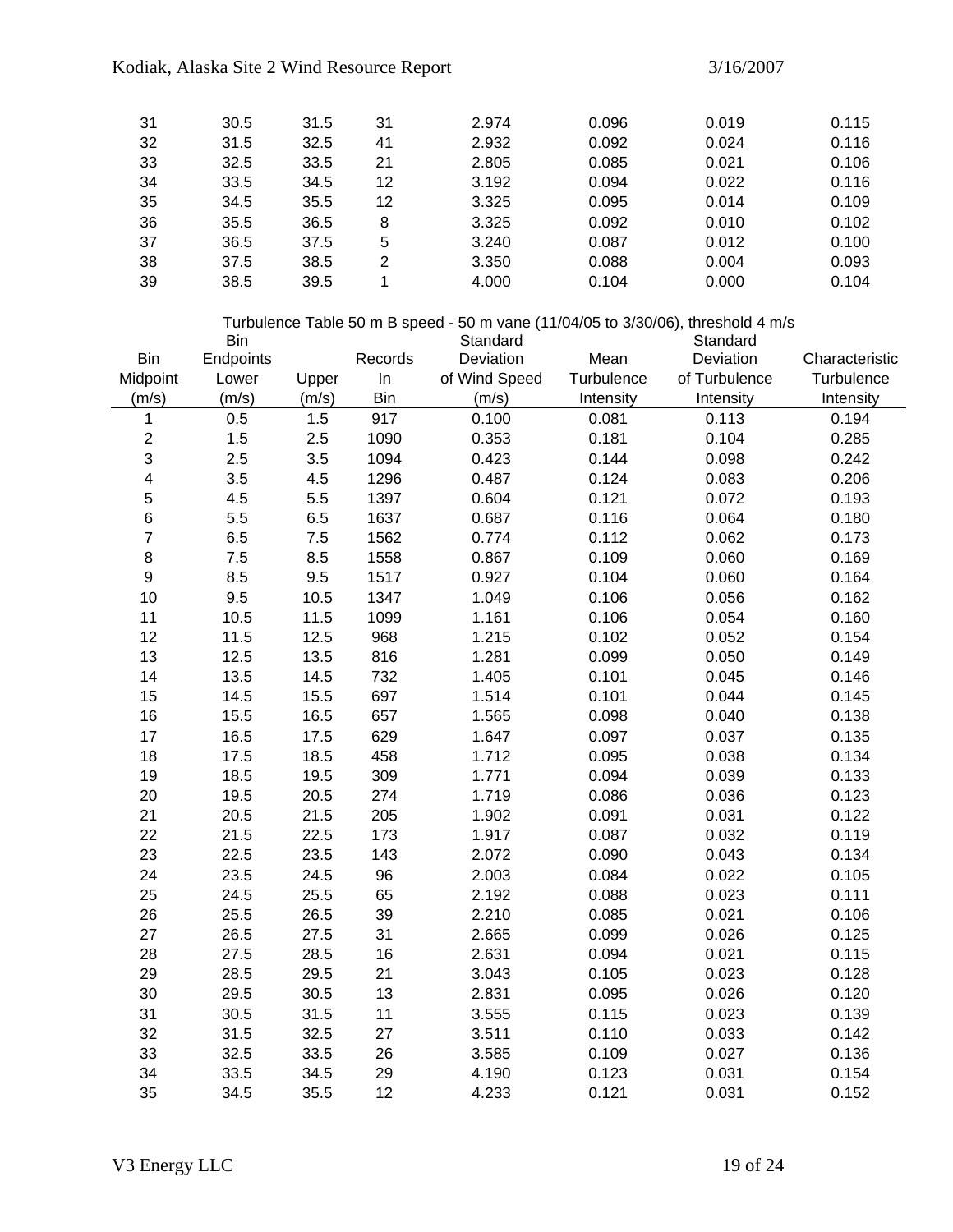| 31 | 30.5 | 31.5 | 31 | 2.974 | 0.096 | 0.019 | 0.115 |
|---|---|---|---|---|---|---|---|
| 32 | 31.5 | 32.5 | 41 | 2.932 | 0.092 | 0.024 | 0.116 |
| 33 | 32.5 | 33.5 | 21 | 2.805 | 0.085 | 0.021 | 0.106 |
| 34 | 33.5 | 34.5 | 12 | 3.192 | 0.094 | 0.022 | 0.116 |
| 35 | 34.5 | 35.5 | 12 | 3.325 | 0.095 | 0.014 | 0.109 |
| 36 | 35.5 | 36.5 | 8 | 3.325 | 0.092 | 0.010 | 0.102 |
| 37 | 36.5 | 37.5 | 5 | 3.240 | 0.087 | 0.012 | 0.100 |
| 38 | 37.5 | 38.5 | 2 | 3.350 | 0.088 | 0.004 | 0.093 |
| 39 | 38.5 | 39.5 | 1 | 4.000 | 0.104 | 0.000 | 0.104 |

Turbulence Table 50 m B speed - 50 m vane (11/04/05 to 3/30/06), threshold 4 m/s

| Bin Midpoint (m/s) | Bin Endpoints Lower (m/s) | Upper (m/s) | Records In Bin | Standard Deviation of Wind Speed (m/s) | Mean Turbulence Intensity | Standard Deviation of Turbulence Intensity | Characteristic Turbulence Intensity |
|---|---|---|---|---|---|---|---|
| 1 | 0.5 | 1.5 | 917 | 0.100 | 0.081 | 0.113 | 0.194 |
| 2 | 1.5 | 2.5 | 1090 | 0.353 | 0.181 | 0.104 | 0.285 |
| 3 | 2.5 | 3.5 | 1094 | 0.423 | 0.144 | 0.098 | 0.242 |
| 4 | 3.5 | 4.5 | 1296 | 0.487 | 0.124 | 0.083 | 0.206 |
| 5 | 4.5 | 5.5 | 1397 | 0.604 | 0.121 | 0.072 | 0.193 |
| 6 | 5.5 | 6.5 | 1637 | 0.687 | 0.116 | 0.064 | 0.180 |
| 7 | 6.5 | 7.5 | 1562 | 0.774 | 0.112 | 0.062 | 0.173 |
| 8 | 7.5 | 8.5 | 1558 | 0.867 | 0.109 | 0.060 | 0.169 |
| 9 | 8.5 | 9.5 | 1517 | 0.927 | 0.104 | 0.060 | 0.164 |
| 10 | 9.5 | 10.5 | 1347 | 1.049 | 0.106 | 0.056 | 0.162 |
| 11 | 10.5 | 11.5 | 1099 | 1.161 | 0.106 | 0.054 | 0.160 |
| 12 | 11.5 | 12.5 | 968 | 1.215 | 0.102 | 0.052 | 0.154 |
| 13 | 12.5 | 13.5 | 816 | 1.281 | 0.099 | 0.050 | 0.149 |
| 14 | 13.5 | 14.5 | 732 | 1.405 | 0.101 | 0.045 | 0.146 |
| 15 | 14.5 | 15.5 | 697 | 1.514 | 0.101 | 0.044 | 0.145 |
| 16 | 15.5 | 16.5 | 657 | 1.565 | 0.098 | 0.040 | 0.138 |
| 17 | 16.5 | 17.5 | 629 | 1.647 | 0.097 | 0.037 | 0.135 |
| 18 | 17.5 | 18.5 | 458 | 1.712 | 0.095 | 0.038 | 0.134 |
| 19 | 18.5 | 19.5 | 309 | 1.771 | 0.094 | 0.039 | 0.133 |
| 20 | 19.5 | 20.5 | 274 | 1.719 | 0.086 | 0.036 | 0.123 |
| 21 | 20.5 | 21.5 | 205 | 1.902 | 0.091 | 0.031 | 0.122 |
| 22 | 21.5 | 22.5 | 173 | 1.917 | 0.087 | 0.032 | 0.119 |
| 23 | 22.5 | 23.5 | 143 | 2.072 | 0.090 | 0.043 | 0.134 |
| 24 | 23.5 | 24.5 | 96 | 2.003 | 0.084 | 0.022 | 0.105 |
| 25 | 24.5 | 25.5 | 65 | 2.192 | 0.088 | 0.023 | 0.111 |
| 26 | 25.5 | 26.5 | 39 | 2.210 | 0.085 | 0.021 | 0.106 |
| 27 | 26.5 | 27.5 | 31 | 2.665 | 0.099 | 0.026 | 0.125 |
| 28 | 27.5 | 28.5 | 16 | 2.631 | 0.094 | 0.021 | 0.115 |
| 29 | 28.5 | 29.5 | 21 | 3.043 | 0.105 | 0.023 | 0.128 |
| 30 | 29.5 | 30.5 | 13 | 2.831 | 0.095 | 0.026 | 0.120 |
| 31 | 30.5 | 31.5 | 11 | 3.555 | 0.115 | 0.023 | 0.139 |
| 32 | 31.5 | 32.5 | 27 | 3.511 | 0.110 | 0.033 | 0.142 |
| 33 | 32.5 | 33.5 | 26 | 3.585 | 0.109 | 0.027 | 0.136 |
| 34 | 33.5 | 34.5 | 29 | 4.190 | 0.123 | 0.031 | 0.154 |
| 35 | 34.5 | 35.5 | 12 | 4.233 | 0.121 | 0.031 | 0.152 |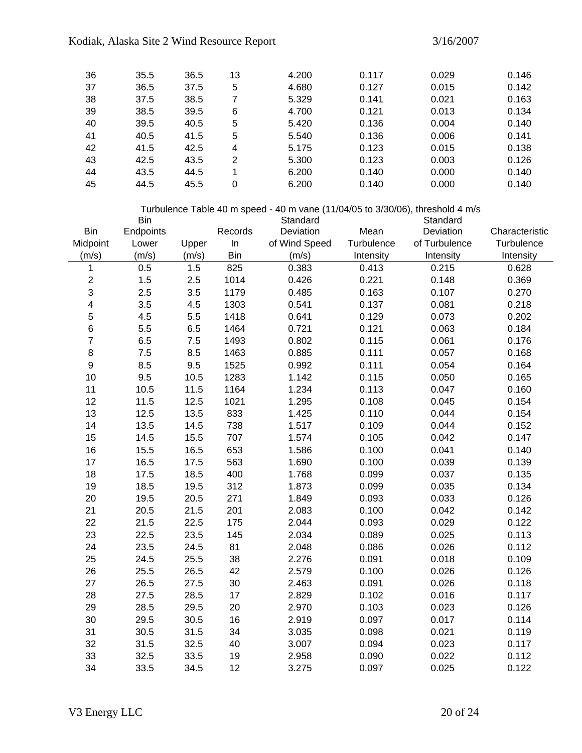| 36 | 35.5 | 36.5 | 13 | 4.200 | 0.117 | 0.029 | 0.146 |
|---|---|---|---|---|---|---|---|
| 37 | 36.5 | 37.5 | 5 | 4.680 | 0.127 | 0.015 | 0.142 |
| 38 | 37.5 | 38.5 | 7 | 5.329 | 0.141 | 0.021 | 0.163 |
| 39 | 38.5 | 39.5 | 6 | 4.700 | 0.121 | 0.013 | 0.134 |
| 40 | 39.5 | 40.5 | 5 | 5.420 | 0.136 | 0.004 | 0.140 |
| 41 | 40.5 | 41.5 | 5 | 5.540 | 0.136 | 0.006 | 0.141 |
| 42 | 41.5 | 42.5 | 4 | 5.175 | 0.123 | 0.015 | 0.138 |
| 43 | 42.5 | 43.5 | 2 | 5.300 | 0.123 | 0.003 | 0.126 |
| 44 | 43.5 | 44.5 | 1 | 6.200 | 0.140 | 0.000 | 0.140 |
| 45 | 44.5 | 45.5 | 0 | 6.200 | 0.140 | 0.000 | 0.140 |

Turbulence Table 40 m speed - 40 m vane (11/04/05 to 3/30/06), threshold 4 m/s

| Bin Midpoint (m/s) | Bin Endpoints Lower (m/s) | Upper (m/s) | Records In Bin | Standard Deviation of Wind Speed (m/s) | Mean Turbulence Intensity | Standard Deviation of Turbulence Intensity | Characteristic Turbulence Intensity |
|---|---|---|---|---|---|---|---|
| 1 | 0.5 | 1.5 | 825 | 0.383 | 0.413 | 0.215 | 0.628 |
| 2 | 1.5 | 2.5 | 1014 | 0.426 | 0.221 | 0.148 | 0.369 |
| 3 | 2.5 | 3.5 | 1179 | 0.485 | 0.163 | 0.107 | 0.270 |
| 4 | 3.5 | 4.5 | 1303 | 0.541 | 0.137 | 0.081 | 0.218 |
| 5 | 4.5 | 5.5 | 1418 | 0.641 | 0.129 | 0.073 | 0.202 |
| 6 | 5.5 | 6.5 | 1464 | 0.721 | 0.121 | 0.063 | 0.184 |
| 7 | 6.5 | 7.5 | 1493 | 0.802 | 0.115 | 0.061 | 0.176 |
| 8 | 7.5 | 8.5 | 1463 | 0.885 | 0.111 | 0.057 | 0.168 |
| 9 | 8.5 | 9.5 | 1525 | 0.992 | 0.111 | 0.054 | 0.164 |
| 10 | 9.5 | 10.5 | 1283 | 1.142 | 0.115 | 0.050 | 0.165 |
| 11 | 10.5 | 11.5 | 1164 | 1.234 | 0.113 | 0.047 | 0.160 |
| 12 | 11.5 | 12.5 | 1021 | 1.295 | 0.108 | 0.045 | 0.154 |
| 13 | 12.5 | 13.5 | 833 | 1.425 | 0.110 | 0.044 | 0.154 |
| 14 | 13.5 | 14.5 | 738 | 1.517 | 0.109 | 0.044 | 0.152 |
| 15 | 14.5 | 15.5 | 707 | 1.574 | 0.105 | 0.042 | 0.147 |
| 16 | 15.5 | 16.5 | 653 | 1.586 | 0.100 | 0.041 | 0.140 |
| 17 | 16.5 | 17.5 | 563 | 1.690 | 0.100 | 0.039 | 0.139 |
| 18 | 17.5 | 18.5 | 400 | 1.768 | 0.099 | 0.037 | 0.135 |
| 19 | 18.5 | 19.5 | 312 | 1.873 | 0.099 | 0.035 | 0.134 |
| 20 | 19.5 | 20.5 | 271 | 1.849 | 0.093 | 0.033 | 0.126 |
| 21 | 20.5 | 21.5 | 201 | 2.083 | 0.100 | 0.042 | 0.142 |
| 22 | 21.5 | 22.5 | 175 | 2.044 | 0.093 | 0.029 | 0.122 |
| 23 | 22.5 | 23.5 | 145 | 2.034 | 0.089 | 0.025 | 0.113 |
| 24 | 23.5 | 24.5 | 81 | 2.048 | 0.086 | 0.026 | 0.112 |
| 25 | 24.5 | 25.5 | 38 | 2.276 | 0.091 | 0.018 | 0.109 |
| 26 | 25.5 | 26.5 | 42 | 2.579 | 0.100 | 0.026 | 0.126 |
| 27 | 26.5 | 27.5 | 30 | 2.463 | 0.091 | 0.026 | 0.118 |
| 28 | 27.5 | 28.5 | 17 | 2.829 | 0.102 | 0.016 | 0.117 |
| 29 | 28.5 | 29.5 | 20 | 2.970 | 0.103 | 0.023 | 0.126 |
| 30 | 29.5 | 30.5 | 16 | 2.919 | 0.097 | 0.017 | 0.114 |
| 31 | 30.5 | 31.5 | 34 | 3.035 | 0.098 | 0.021 | 0.119 |
| 32 | 31.5 | 32.5 | 40 | 3.007 | 0.094 | 0.023 | 0.117 |
| 33 | 32.5 | 33.5 | 19 | 2.958 | 0.090 | 0.022 | 0.112 |
| 34 | 33.5 | 34.5 | 12 | 3.275 | 0.097 | 0.025 | 0.122 |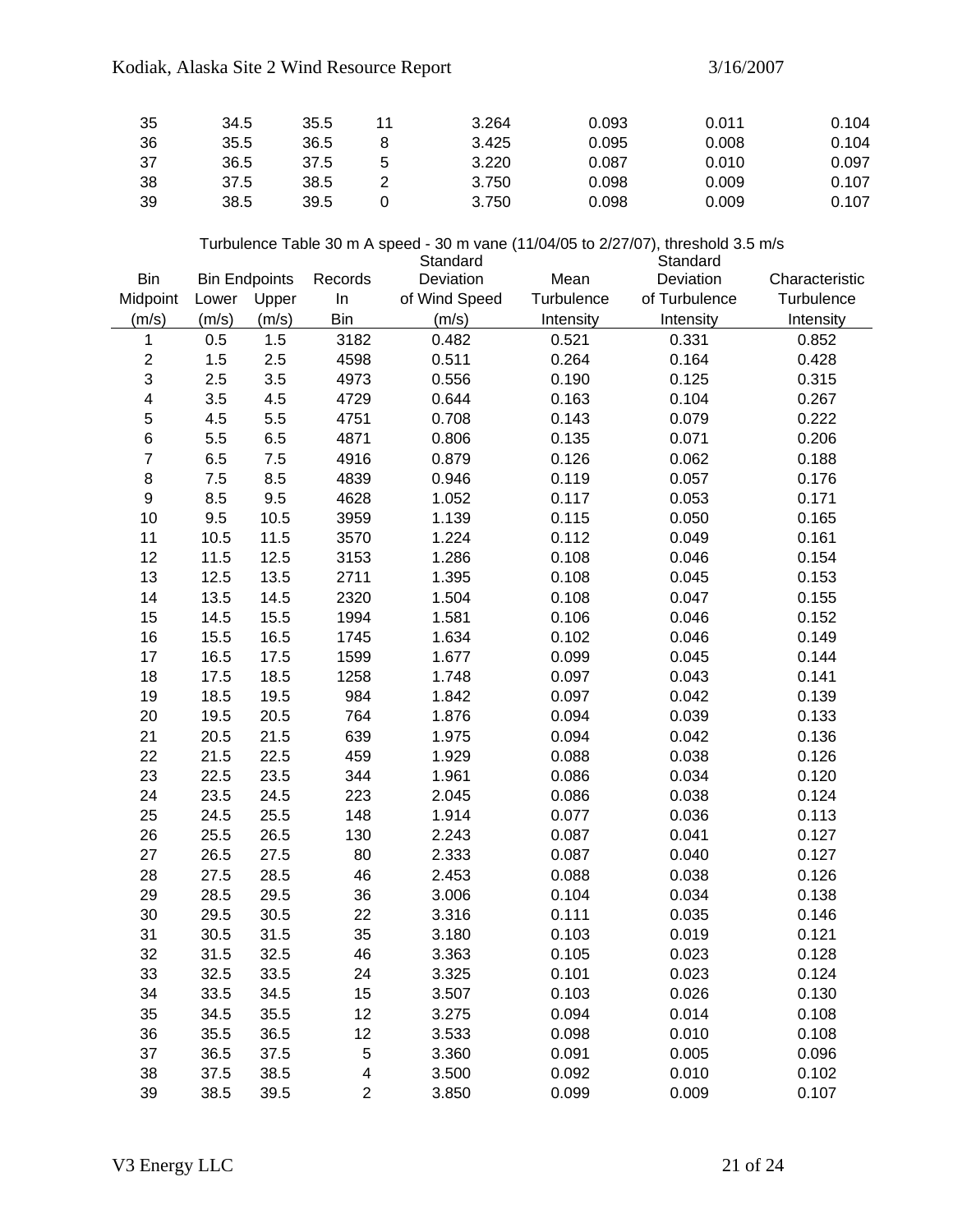| | | | | | | | |
|---|---|---|---|---|---|---|---|
| 35 | 34.5 | 35.5 | 11 | 3.264 | 0.093 | 0.011 | 0.104 |
| 36 | 35.5 | 36.5 | 8 | 3.425 | 0.095 | 0.008 | 0.104 |
| 37 | 36.5 | 37.5 | 5 | 3.220 | 0.087 | 0.010 | 0.097 |
| 38 | 37.5 | 38.5 | 2 | 3.750 | 0.098 | 0.009 | 0.107 |
| 39 | 38.5 | 39.5 | 0 | 3.750 | 0.098 | 0.009 | 0.107 |

Turbulence Table 30 m A speed - 30 m vane (11/04/05 to 2/27/07), threshold 3.5 m/s

| Bin Midpoint (m/s) | Bin Endpoints Lower (m/s) | Upper (m/s) | Records In Bin | Standard Deviation of Wind Speed (m/s) | Mean Turbulence Intensity | Standard Deviation of Turbulence Intensity | Characteristic Turbulence Intensity |
|---|---|---|---|---|---|---|---|
| 1 | 0.5 | 1.5 | 3182 | 0.482 | 0.521 | 0.331 | 0.852 |
| 2 | 1.5 | 2.5 | 4598 | 0.511 | 0.264 | 0.164 | 0.428 |
| 3 | 2.5 | 3.5 | 4973 | 0.556 | 0.190 | 0.125 | 0.315 |
| 4 | 3.5 | 4.5 | 4729 | 0.644 | 0.163 | 0.104 | 0.267 |
| 5 | 4.5 | 5.5 | 4751 | 0.708 | 0.143 | 0.079 | 0.222 |
| 6 | 5.5 | 6.5 | 4871 | 0.806 | 0.135 | 0.071 | 0.206 |
| 7 | 6.5 | 7.5 | 4916 | 0.879 | 0.126 | 0.062 | 0.188 |
| 8 | 7.5 | 8.5 | 4839 | 0.946 | 0.119 | 0.057 | 0.176 |
| 9 | 8.5 | 9.5 | 4628 | 1.052 | 0.117 | 0.053 | 0.171 |
| 10 | 9.5 | 10.5 | 3959 | 1.139 | 0.115 | 0.050 | 0.165 |
| 11 | 10.5 | 11.5 | 3570 | 1.224 | 0.112 | 0.049 | 0.161 |
| 12 | 11.5 | 12.5 | 3153 | 1.286 | 0.108 | 0.046 | 0.154 |
| 13 | 12.5 | 13.5 | 2711 | 1.395 | 0.108 | 0.045 | 0.153 |
| 14 | 13.5 | 14.5 | 2320 | 1.504 | 0.108 | 0.047 | 0.155 |
| 15 | 14.5 | 15.5 | 1994 | 1.581 | 0.106 | 0.046 | 0.152 |
| 16 | 15.5 | 16.5 | 1745 | 1.634 | 0.102 | 0.046 | 0.149 |
| 17 | 16.5 | 17.5 | 1599 | 1.677 | 0.099 | 0.045 | 0.144 |
| 18 | 17.5 | 18.5 | 1258 | 1.748 | 0.097 | 0.043 | 0.141 |
| 19 | 18.5 | 19.5 | 984 | 1.842 | 0.097 | 0.042 | 0.139 |
| 20 | 19.5 | 20.5 | 764 | 1.876 | 0.094 | 0.039 | 0.133 |
| 21 | 20.5 | 21.5 | 639 | 1.975 | 0.094 | 0.042 | 0.136 |
| 22 | 21.5 | 22.5 | 459 | 1.929 | 0.088 | 0.038 | 0.126 |
| 23 | 22.5 | 23.5 | 344 | 1.961 | 0.086 | 0.034 | 0.120 |
| 24 | 23.5 | 24.5 | 223 | 2.045 | 0.086 | 0.038 | 0.124 |
| 25 | 24.5 | 25.5 | 148 | 1.914 | 0.077 | 0.036 | 0.113 |
| 26 | 25.5 | 26.5 | 130 | 2.243 | 0.087 | 0.041 | 0.127 |
| 27 | 26.5 | 27.5 | 80 | 2.333 | 0.087 | 0.040 | 0.127 |
| 28 | 27.5 | 28.5 | 46 | 2.453 | 0.088 | 0.038 | 0.126 |
| 29 | 28.5 | 29.5 | 36 | 3.006 | 0.104 | 0.034 | 0.138 |
| 30 | 29.5 | 30.5 | 22 | 3.316 | 0.111 | 0.035 | 0.146 |
| 31 | 30.5 | 31.5 | 35 | 3.180 | 0.103 | 0.019 | 0.121 |
| 32 | 31.5 | 32.5 | 46 | 3.363 | 0.105 | 0.023 | 0.128 |
| 33 | 32.5 | 33.5 | 24 | 3.325 | 0.101 | 0.023 | 0.124 |
| 34 | 33.5 | 34.5 | 15 | 3.507 | 0.103 | 0.026 | 0.130 |
| 35 | 34.5 | 35.5 | 12 | 3.275 | 0.094 | 0.014 | 0.108 |
| 36 | 35.5 | 36.5 | 12 | 3.533 | 0.098 | 0.010 | 0.108 |
| 37 | 36.5 | 37.5 | 5 | 3.360 | 0.091 | 0.005 | 0.096 |
| 38 | 37.5 | 38.5 | 4 | 3.500 | 0.092 | 0.010 | 0.102 |
| 39 | 38.5 | 39.5 | 2 | 3.850 | 0.099 | 0.009 | 0.107 |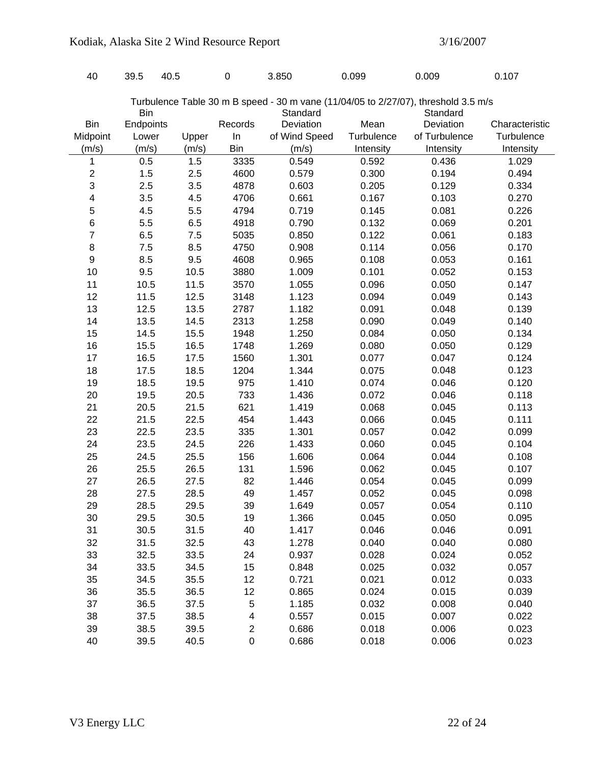| 40 | 39.5 | 40.5 | 0 | 3.850 | 0.099 | 0.009 | 0.107 |
|---|---|---|---|---|---|---|---|

Turbulence Table 30 m B speed - 30 m vane (11/04/05 to 2/27/07), threshold 3.5 m/s

| Bin Midpoint (m/s) | Bin Endpoints Lower (m/s) | Upper (m/s) | Records In Bin | Standard Deviation of Wind Speed (m/s) | Mean Turbulence Intensity | Standard Deviation of Turbulence Intensity | Characteristic Turbulence Intensity |
|---|---|---|---|---|---|---|---|
| 1 | 0.5 | 1.5 | 3335 | 0.549 | 0.592 | 0.436 | 1.029 |
| 2 | 1.5 | 2.5 | 4600 | 0.579 | 0.300 | 0.194 | 0.494 |
| 3 | 2.5 | 3.5 | 4878 | 0.603 | 0.205 | 0.129 | 0.334 |
| 4 | 3.5 | 4.5 | 4706 | 0.661 | 0.167 | 0.103 | 0.270 |
| 5 | 4.5 | 5.5 | 4794 | 0.719 | 0.145 | 0.081 | 0.226 |
| 6 | 5.5 | 6.5 | 4918 | 0.790 | 0.132 | 0.069 | 0.201 |
| 7 | 6.5 | 7.5 | 5035 | 0.850 | 0.122 | 0.061 | 0.183 |
| 8 | 7.5 | 8.5 | 4750 | 0.908 | 0.114 | 0.056 | 0.170 |
| 9 | 8.5 | 9.5 | 4608 | 0.965 | 0.108 | 0.053 | 0.161 |
| 10 | 9.5 | 10.5 | 3880 | 1.009 | 0.101 | 0.052 | 0.153 |
| 11 | 10.5 | 11.5 | 3570 | 1.055 | 0.096 | 0.050 | 0.147 |
| 12 | 11.5 | 12.5 | 3148 | 1.123 | 0.094 | 0.049 | 0.143 |
| 13 | 12.5 | 13.5 | 2787 | 1.182 | 0.091 | 0.048 | 0.139 |
| 14 | 13.5 | 14.5 | 2313 | 1.258 | 0.090 | 0.049 | 0.140 |
| 15 | 14.5 | 15.5 | 1948 | 1.250 | 0.084 | 0.050 | 0.134 |
| 16 | 15.5 | 16.5 | 1748 | 1.269 | 0.080 | 0.050 | 0.129 |
| 17 | 16.5 | 17.5 | 1560 | 1.301 | 0.077 | 0.047 | 0.124 |
| 18 | 17.5 | 18.5 | 1204 | 1.344 | 0.075 | 0.048 | 0.123 |
| 19 | 18.5 | 19.5 | 975 | 1.410 | 0.074 | 0.046 | 0.120 |
| 20 | 19.5 | 20.5 | 733 | 1.436 | 0.072 | 0.046 | 0.118 |
| 21 | 20.5 | 21.5 | 621 | 1.419 | 0.068 | 0.045 | 0.113 |
| 22 | 21.5 | 22.5 | 454 | 1.443 | 0.066 | 0.045 | 0.111 |
| 23 | 22.5 | 23.5 | 335 | 1.301 | 0.057 | 0.042 | 0.099 |
| 24 | 23.5 | 24.5 | 226 | 1.433 | 0.060 | 0.045 | 0.104 |
| 25 | 24.5 | 25.5 | 156 | 1.606 | 0.064 | 0.044 | 0.108 |
| 26 | 25.5 | 26.5 | 131 | 1.596 | 0.062 | 0.045 | 0.107 |
| 27 | 26.5 | 27.5 | 82 | 1.446 | 0.054 | 0.045 | 0.099 |
| 28 | 27.5 | 28.5 | 49 | 1.457 | 0.052 | 0.045 | 0.098 |
| 29 | 28.5 | 29.5 | 39 | 1.649 | 0.057 | 0.054 | 0.110 |
| 30 | 29.5 | 30.5 | 19 | 1.366 | 0.045 | 0.050 | 0.095 |
| 31 | 30.5 | 31.5 | 40 | 1.417 | 0.046 | 0.046 | 0.091 |
| 32 | 31.5 | 32.5 | 43 | 1.278 | 0.040 | 0.040 | 0.080 |
| 33 | 32.5 | 33.5 | 24 | 0.937 | 0.028 | 0.024 | 0.052 |
| 34 | 33.5 | 34.5 | 15 | 0.848 | 0.025 | 0.032 | 0.057 |
| 35 | 34.5 | 35.5 | 12 | 0.721 | 0.021 | 0.012 | 0.033 |
| 36 | 35.5 | 36.5 | 12 | 0.865 | 0.024 | 0.015 | 0.039 |
| 37 | 36.5 | 37.5 | 5 | 1.185 | 0.032 | 0.008 | 0.040 |
| 38 | 37.5 | 38.5 | 4 | 0.557 | 0.015 | 0.007 | 0.022 |
| 39 | 38.5 | 39.5 | 2 | 0.686 | 0.018 | 0.006 | 0.023 |
| 40 | 39.5 | 40.5 | 0 | 0.686 | 0.018 | 0.006 | 0.023 |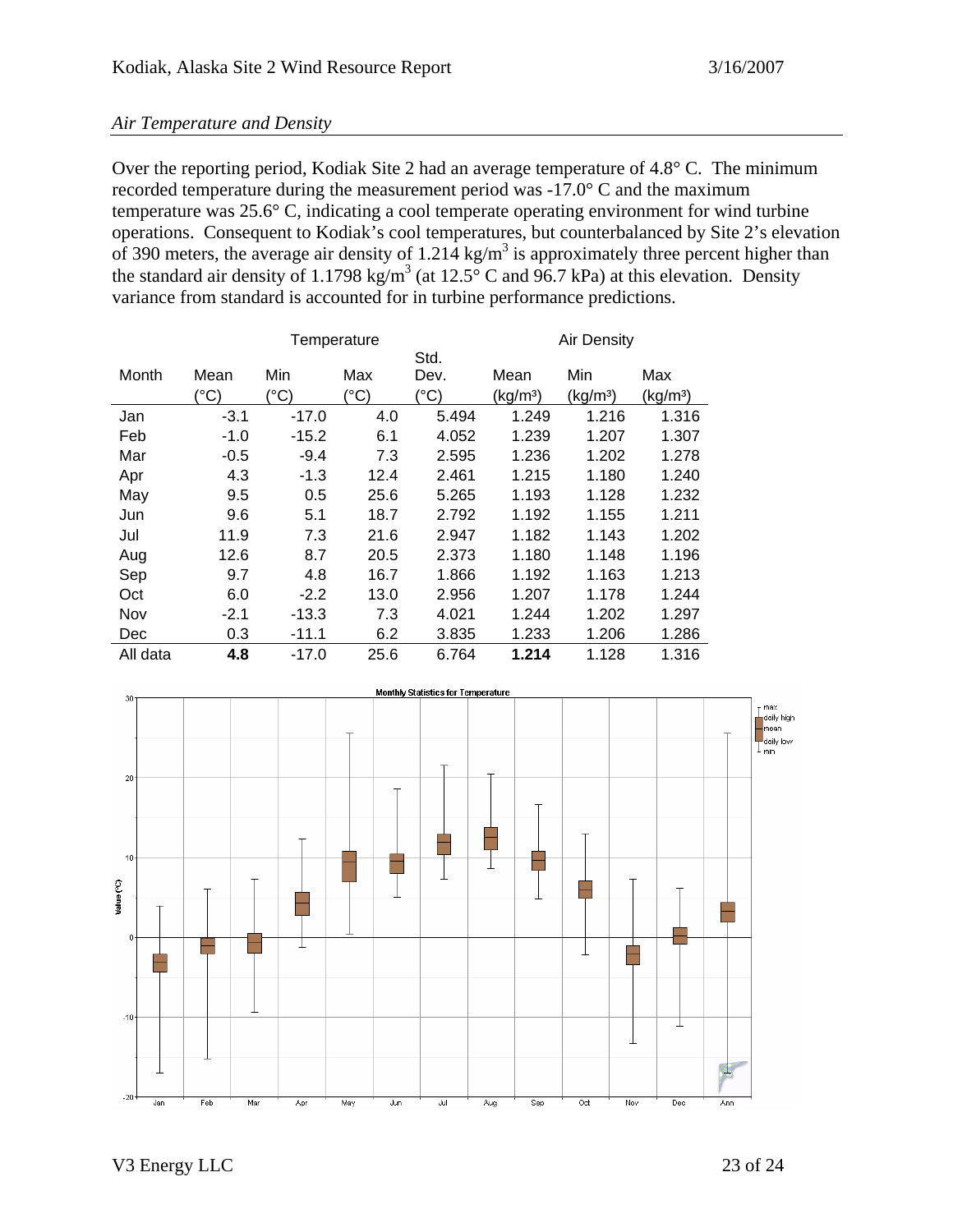### *Air Temperature and Density*

Over the reporting period, Kodiak Site 2 had an average temperature of 4.8° C. The minimum recorded temperature during the measurement period was -17.0° C and the maximum temperature was 25.6° C, indicating a cool temperate operating environment for wind turbine operations. Consequent to Kodiak's cool temperatures, but counterbalanced by Site 2's elevation of 390 meters, the average air density of 1.214 kg/m$^3$ is approximately three percent higher than the standard air density of 1.1798 kg/m$^3$ (at 12.5° C and 96.7 kPa) at this elevation. Density variance from standard is accounted for in turbine performance predictions.

| | Temperature | | | | Air Density | | |
|---|---|---|---|---|---|---|---|
| Month | Mean (°C) | Min (°C) | Max (°C) | Std. Dev. (°C) | Mean (kg/m³) | Min (kg/m³) | Max (kg/m³) |
| Jan | -3.1 | -17.0 | 4.0 | 5.494 | 1.249 | 1.216 | 1.316 |
| Feb | -1.0 | -15.2 | 6.1 | 4.052 | 1.239 | 1.207 | 1.307 |
| Mar | -0.5 | -9.4 | 7.3 | 2.595 | 1.236 | 1.202 | 1.278 |
| Apr | 4.3 | -1.3 | 12.4 | 2.461 | 1.215 | 1.180 | 1.240 |
| May | 9.5 | 0.5 | 25.6 | 5.265 | 1.193 | 1.128 | 1.232 |
| Jun | 9.6 | 5.1 | 18.7 | 2.792 | 1.192 | 1.155 | 1.211 |
| Jul | 11.9 | 7.3 | 21.6 | 2.947 | 1.182 | 1.143 | 1.202 |
| Aug | 12.6 | 8.7 | 20.5 | 2.373 | 1.180 | 1.148 | 1.196 |
| Sep | 9.7 | 4.8 | 16.7 | 1.866 | 1.192 | 1.163 | 1.213 |
| Oct | 6.0 | -2.2 | 13.0 | 2.956 | 1.207 | 1.178 | 1.244 |
| Nov | -2.1 | -13.3 | 7.3 | 4.021 | 1.244 | 1.202 | 1.297 |
| Dec | 0.3 | -11.1 | 6.2 | 3.835 | 1.233 | 1.206 | 1.286 |
| All data | **4.8** | -17.0 | 25.6 | 6.764 | **1.214** | 1.128 | 1.316 |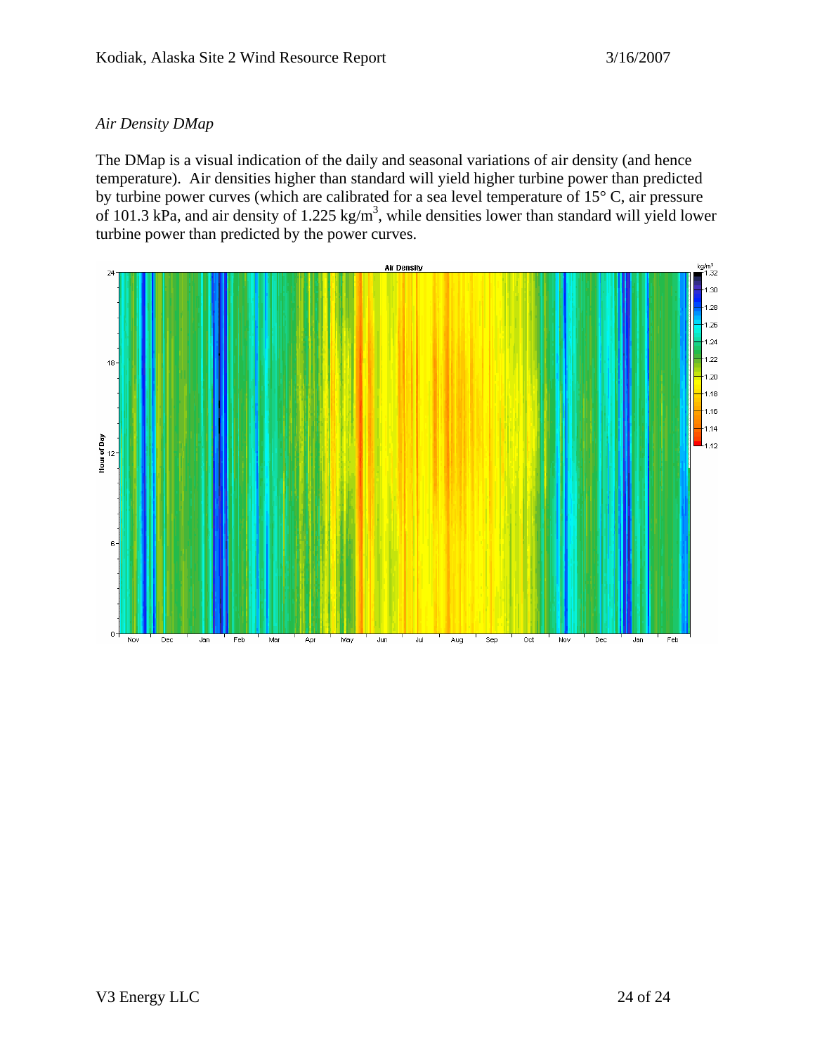*Air Density DMap*

The DMap is a visual indication of the daily and seasonal variations of air density (and hence temperature). Air densities higher than standard will yield higher turbine power than predicted by turbine power curves (which are calibrated for a sea level temperature of 15° C, air pressure of 101.3 kPa, and air density of 1.225 kg/m$^3$, while densities lower than standard will yield lower turbine power than predicted by the power curves.

Air Density

Hour of Day

24
18
12
6
0

Nov Dec Jan Feb Mar Apr May Jun Jul Aug Sep Oct Nov Dec Jan Feb

kg/m³
1.32
1.30
1.28
1.26
1.24
1.22
1.20
1.18
1.16
1.14
1.12